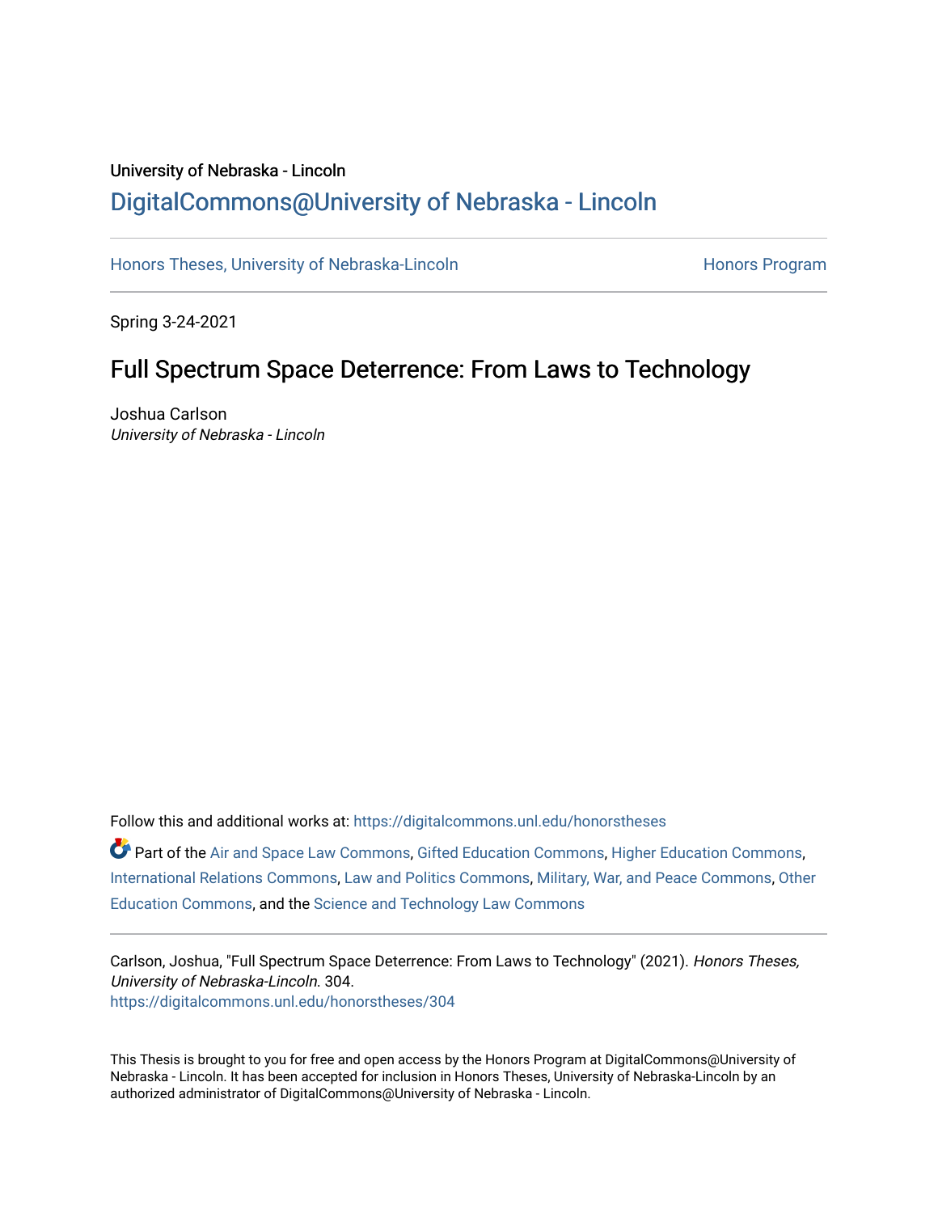University of Nebraska - Lincoln

## DigitalCommons@University of Nebraska - Lincoln

Honors Theses, University of Nebraska-Lincoln | Honors Program

---

Spring 3-24-2021

# Full Spectrum Space Deterrence: From Laws to Technology

Joshua Carlson
*University of Nebraska - Lincoln*

Follow this and additional works at: https://digitalcommons.unl.edu/honorstheses

Part of the Air and Space Law Commons, Gifted Education Commons, Higher Education Commons, International Relations Commons, Law and Politics Commons, Military, War, and Peace Commons, Other Education Commons, and the Science and Technology Law Commons

---

Carlson, Joshua, "Full Spectrum Space Deterrence: From Laws to Technology" (2021). *Honors Theses, University of Nebraska-Lincoln*. 304.
https://digitalcommons.unl.edu/honorstheses/304

---

This Thesis is brought to you for free and open access by the Honors Program at DigitalCommons@University of Nebraska - Lincoln. It has been accepted for inclusion in Honors Theses, University of Nebraska-Lincoln by an authorized administrator of DigitalCommons@University of Nebraska - Lincoln.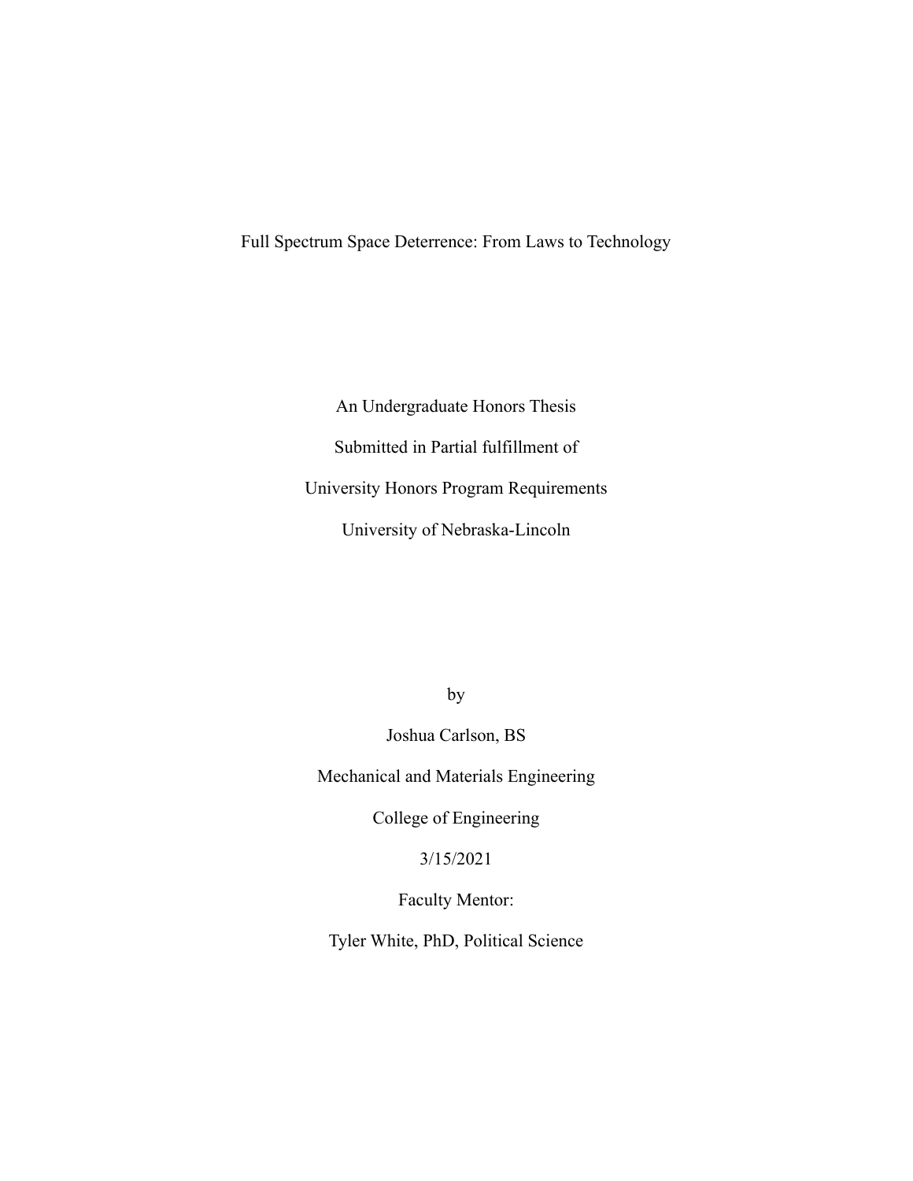# Full Spectrum Space Deterrence: From Laws to Technology

An Undergraduate Honors Thesis

Submitted in Partial fulfillment of

University Honors Program Requirements

University of Nebraska-Lincoln

by

Joshua Carlson, BS

Mechanical and Materials Engineering

College of Engineering

3/15/2021

Faculty Mentor:

Tyler White, PhD, Political Science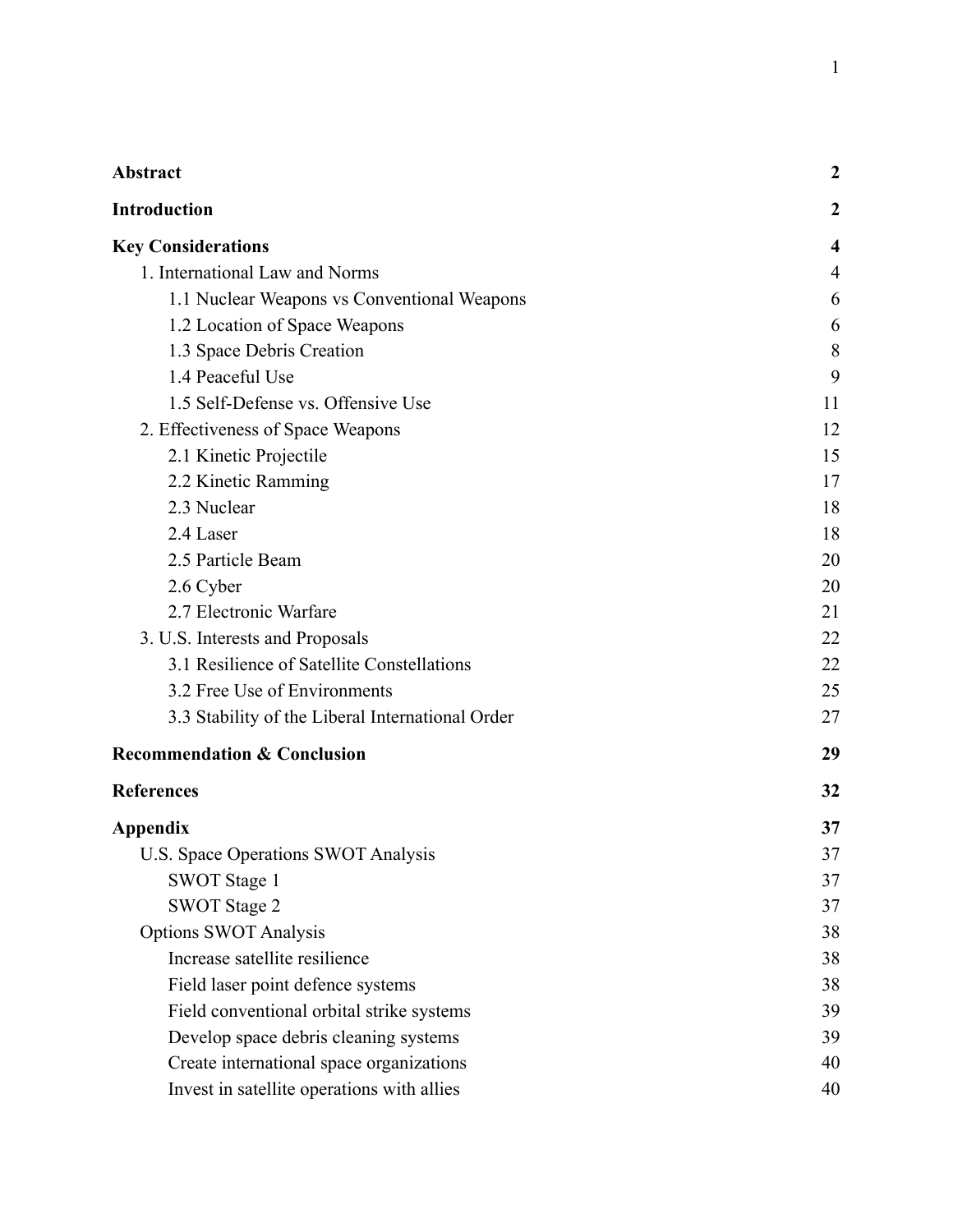| | |
|---|---|
| **Abstract** | **2** |
| **Introduction** | **2** |
| **Key Considerations** | **4** |
| 1. International Law and Norms | 4 |
| 1.1 Nuclear Weapons vs Conventional Weapons | 6 |
| 1.2 Location of Space Weapons | 6 |
| 1.3 Space Debris Creation | 8 |
| 1.4 Peaceful Use | 9 |
| 1.5 Self-Defense vs. Offensive Use | 11 |
| 2. Effectiveness of Space Weapons | 12 |
| 2.1 Kinetic Projectile | 15 |
| 2.2 Kinetic Ramming | 17 |
| 2.3 Nuclear | 18 |
| 2.4 Laser | 18 |
| 2.5 Particle Beam | 20 |
| 2.6 Cyber | 20 |
| 2.7 Electronic Warfare | 21 |
| 3. U.S. Interests and Proposals | 22 |
| 3.1 Resilience of Satellite Constellations | 22 |
| 3.2 Free Use of Environments | 25 |
| 3.3 Stability of the Liberal International Order | 27 |
| **Recommendation & Conclusion** | **29** |
| **References** | **32** |
| **Appendix** | **37** |
| U.S. Space Operations SWOT Analysis | 37 |
| SWOT Stage 1 | 37 |
| SWOT Stage 2 | 37 |
| Options SWOT Analysis | 38 |
| Increase satellite resilience | 38 |
| Field laser point defence systems | 38 |
| Field conventional orbital strike systems | 39 |
| Develop space debris cleaning systems | 39 |
| Create international space organizations | 40 |
| Invest in satellite operations with allies | 40 |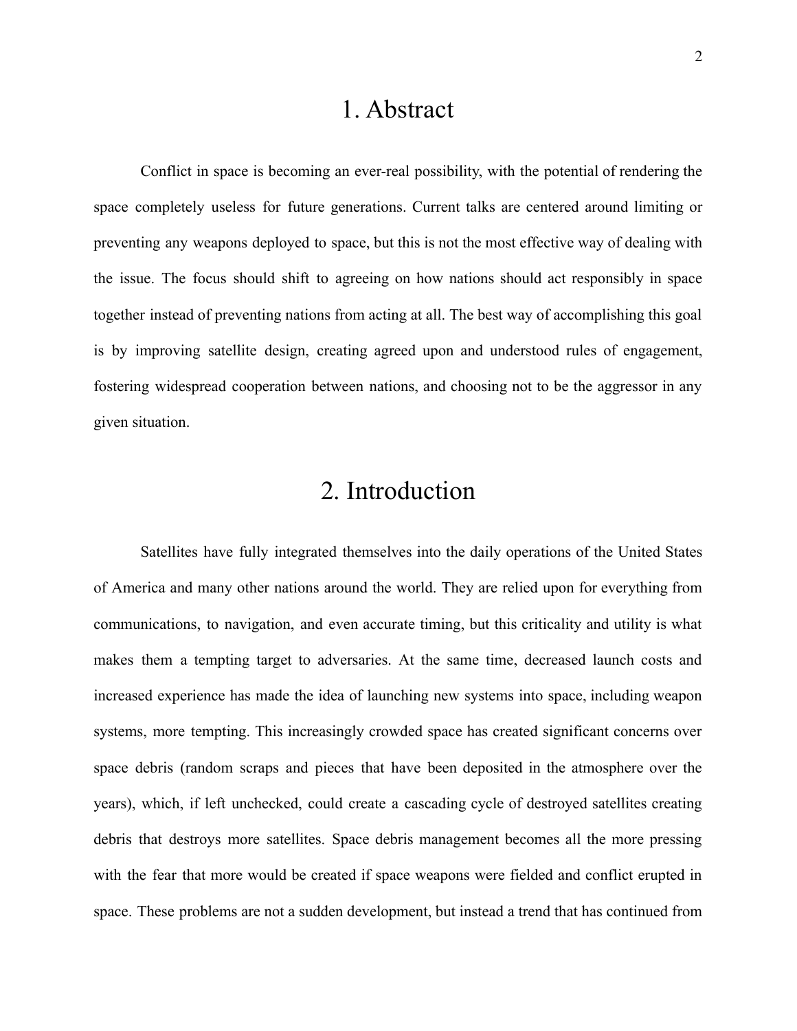# 1. Abstract

Conflict in space is becoming an ever-real possibility, with the potential of rendering the space completely useless for future generations. Current talks are centered around limiting or preventing any weapons deployed to space, but this is not the most effective way of dealing with the issue. The focus should shift to agreeing on how nations should act responsibly in space together instead of preventing nations from acting at all. The best way of accomplishing this goal is by improving satellite design, creating agreed upon and understood rules of engagement, fostering widespread cooperation between nations, and choosing not to be the aggressor in any given situation.

# 2. Introduction

Satellites have fully integrated themselves into the daily operations of the United States of America and many other nations around the world. They are relied upon for everything from communications, to navigation, and even accurate timing, but this criticality and utility is what makes them a tempting target to adversaries. At the same time, decreased launch costs and increased experience has made the idea of launching new systems into space, including weapon systems, more tempting. This increasingly crowded space has created significant concerns over space debris (random scraps and pieces that have been deposited in the atmosphere over the years), which, if left unchecked, could create a cascading cycle of destroyed satellites creating debris that destroys more satellites. Space debris management becomes all the more pressing with the fear that more would be created if space weapons were fielded and conflict erupted in space. These problems are not a sudden development, but instead a trend that has continued from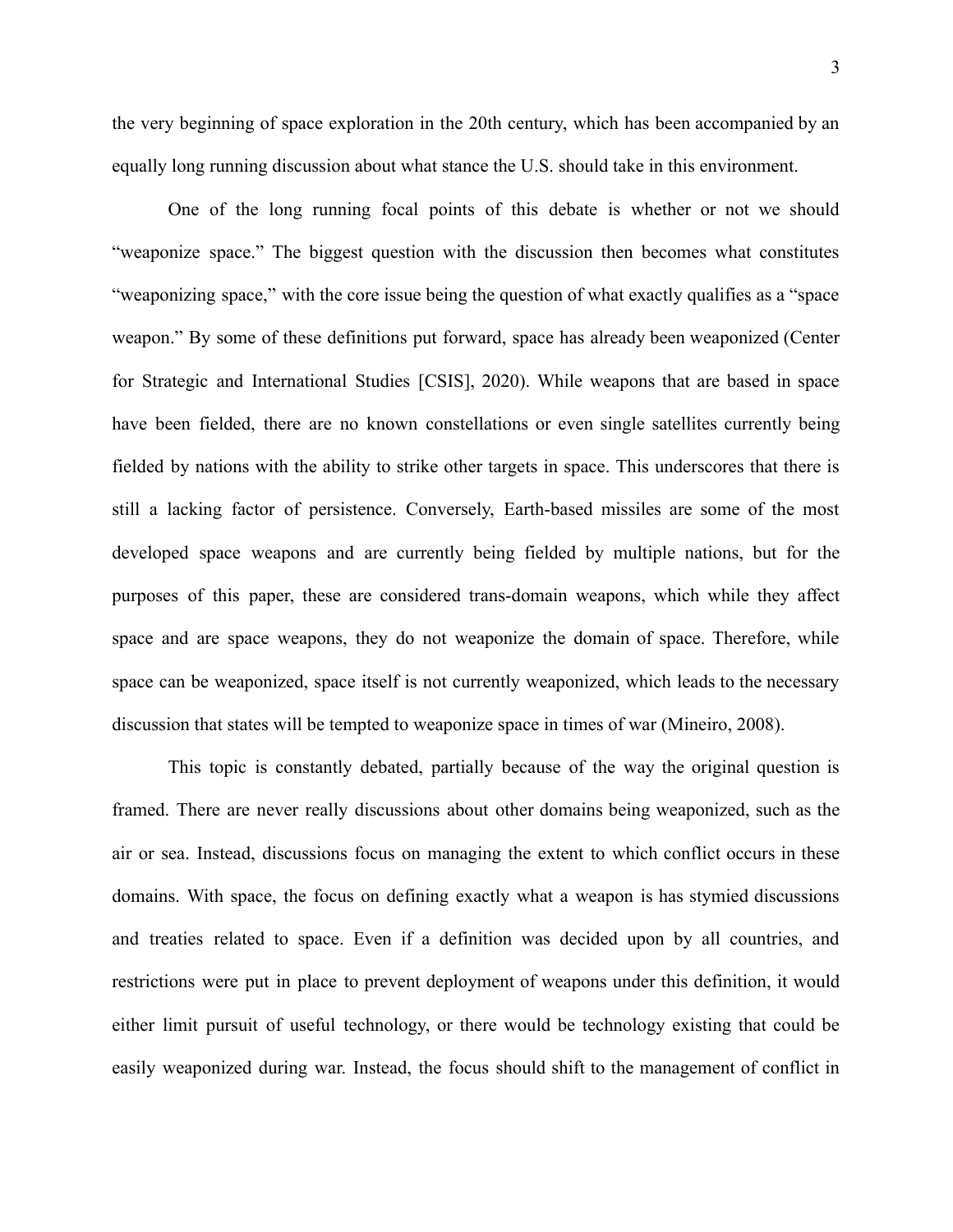the very beginning of space exploration in the 20th century, which has been accompanied by an equally long running discussion about what stance the U.S. should take in this environment.

One of the long running focal points of this debate is whether or not we should "weaponize space." The biggest question with the discussion then becomes what constitutes "weaponizing space," with the core issue being the question of what exactly qualifies as a "space weapon." By some of these definitions put forward, space has already been weaponized (Center for Strategic and International Studies [CSIS], 2020). While weapons that are based in space have been fielded, there are no known constellations or even single satellites currently being fielded by nations with the ability to strike other targets in space. This underscores that there is still a lacking factor of persistence. Conversely, Earth-based missiles are some of the most developed space weapons and are currently being fielded by multiple nations, but for the purposes of this paper, these are considered trans-domain weapons, which while they affect space and are space weapons, they do not weaponize the domain of space. Therefore, while space can be weaponized, space itself is not currently weaponized, which leads to the necessary discussion that states will be tempted to weaponize space in times of war (Mineiro, 2008).

This topic is constantly debated, partially because of the way the original question is framed. There are never really discussions about other domains being weaponized, such as the air or sea. Instead, discussions focus on managing the extent to which conflict occurs in these domains. With space, the focus on defining exactly what a weapon is has stymied discussions and treaties related to space. Even if a definition was decided upon by all countries, and restrictions were put in place to prevent deployment of weapons under this definition, it would either limit pursuit of useful technology, or there would be technology existing that could be easily weaponized during war. Instead, the focus should shift to the management of conflict in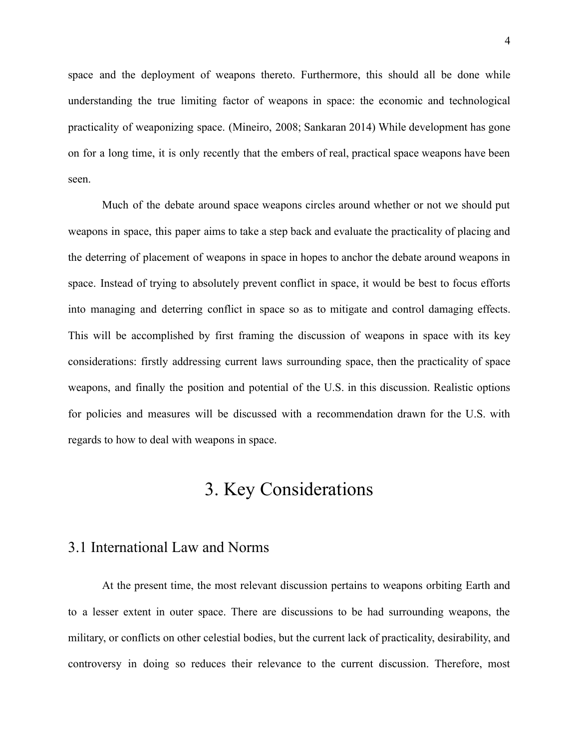space and the deployment of weapons thereto. Furthermore, this should all be done while understanding the true limiting factor of weapons in space: the economic and technological practicality of weaponizing space. (Mineiro, 2008; Sankaran 2014) While development has gone on for a long time, it is only recently that the embers of real, practical space weapons have been seen.

Much of the debate around space weapons circles around whether or not we should put weapons in space, this paper aims to take a step back and evaluate the practicality of placing and the deterring of placement of weapons in space in hopes to anchor the debate around weapons in space. Instead of trying to absolutely prevent conflict in space, it would be best to focus efforts into managing and deterring conflict in space so as to mitigate and control damaging effects. This will be accomplished by first framing the discussion of weapons in space with its key considerations: firstly addressing current laws surrounding space, then the practicality of space weapons, and finally the position and potential of the U.S. in this discussion. Realistic options for policies and measures will be discussed with a recommendation drawn for the U.S. with regards to how to deal with weapons in space.

# 3. Key Considerations

## 3.1 International Law and Norms

At the present time, the most relevant discussion pertains to weapons orbiting Earth and to a lesser extent in outer space. There are discussions to be had surrounding weapons, the military, or conflicts on other celestial bodies, but the current lack of practicality, desirability, and controversy in doing so reduces their relevance to the current discussion. Therefore, most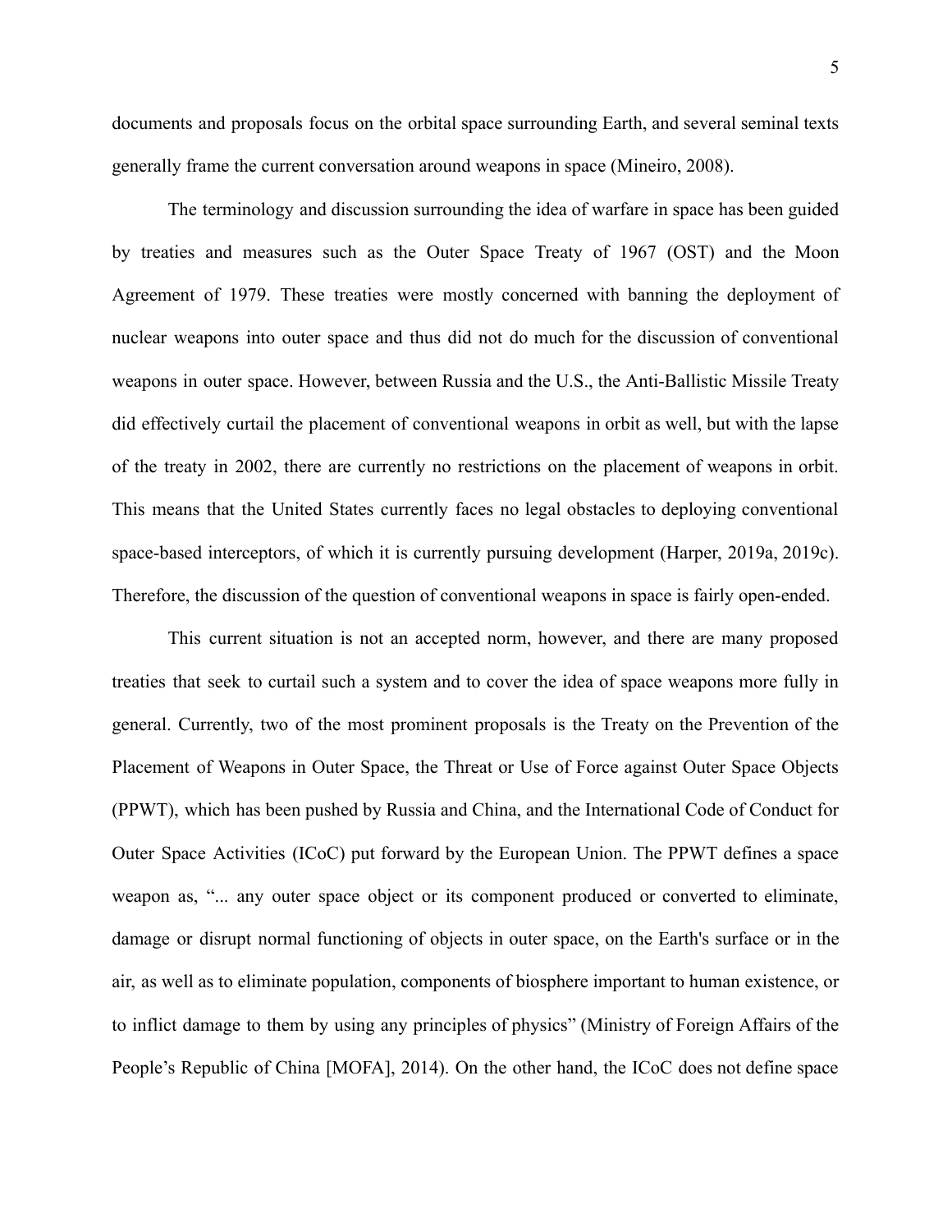documents and proposals focus on the orbital space surrounding Earth, and several seminal texts generally frame the current conversation around weapons in space (Mineiro, 2008).

The terminology and discussion surrounding the idea of warfare in space has been guided by treaties and measures such as the Outer Space Treaty of 1967 (OST) and the Moon Agreement of 1979. These treaties were mostly concerned with banning the deployment of nuclear weapons into outer space and thus did not do much for the discussion of conventional weapons in outer space. However, between Russia and the U.S., the Anti-Ballistic Missile Treaty did effectively curtail the placement of conventional weapons in orbit as well, but with the lapse of the treaty in 2002, there are currently no restrictions on the placement of weapons in orbit. This means that the United States currently faces no legal obstacles to deploying conventional space-based interceptors, of which it is currently pursuing development (Harper, 2019a, 2019c). Therefore, the discussion of the question of conventional weapons in space is fairly open-ended.

This current situation is not an accepted norm, however, and there are many proposed treaties that seek to curtail such a system and to cover the idea of space weapons more fully in general. Currently, two of the most prominent proposals is the Treaty on the Prevention of the Placement of Weapons in Outer Space, the Threat or Use of Force against Outer Space Objects (PPWT), which has been pushed by Russia and China, and the International Code of Conduct for Outer Space Activities (ICoC) put forward by the European Union. The PPWT defines a space weapon as, "... any outer space object or its component produced or converted to eliminate, damage or disrupt normal functioning of objects in outer space, on the Earth's surface or in the air, as well as to eliminate population, components of biosphere important to human existence, or to inflict damage to them by using any principles of physics" (Ministry of Foreign Affairs of the People's Republic of China [MOFA], 2014). On the other hand, the ICoC does not define space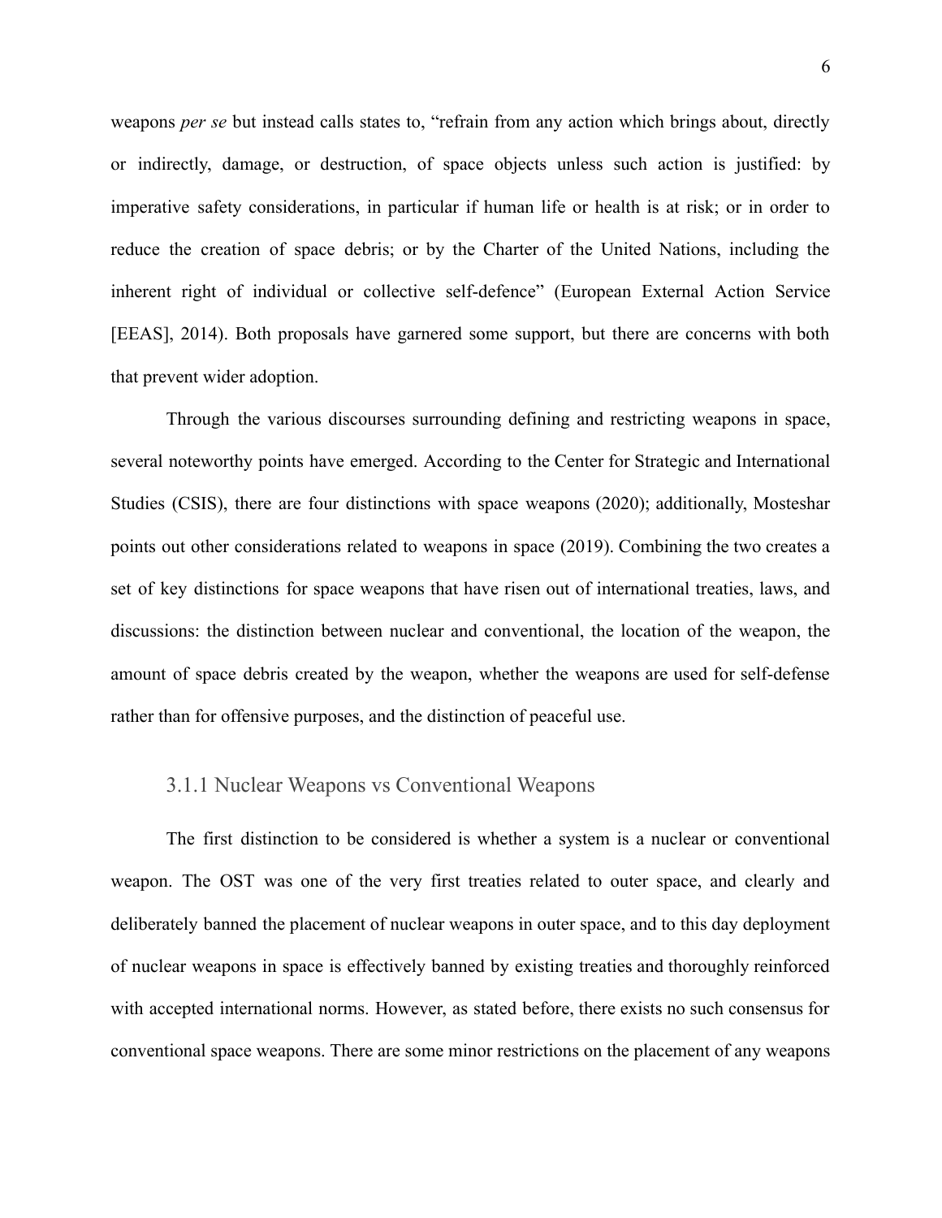weapons *per se* but instead calls states to, "refrain from any action which brings about, directly or indirectly, damage, or destruction, of space objects unless such action is justified: by imperative safety considerations, in particular if human life or health is at risk; or in order to reduce the creation of space debris; or by the Charter of the United Nations, including the inherent right of individual or collective self-defence" (European External Action Service [EEAS], 2014). Both proposals have garnered some support, but there are concerns with both that prevent wider adoption.

Through the various discourses surrounding defining and restricting weapons in space, several noteworthy points have emerged. According to the Center for Strategic and International Studies (CSIS), there are four distinctions with space weapons (2020); additionally, Mosteshar points out other considerations related to weapons in space (2019). Combining the two creates a set of key distinctions for space weapons that have risen out of international treaties, laws, and discussions: the distinction between nuclear and conventional, the location of the weapon, the amount of space debris created by the weapon, whether the weapons are used for self-defense rather than for offensive purposes, and the distinction of peaceful use.

### 3.1.1 Nuclear Weapons vs Conventional Weapons

The first distinction to be considered is whether a system is a nuclear or conventional weapon. The OST was one of the very first treaties related to outer space, and clearly and deliberately banned the placement of nuclear weapons in outer space, and to this day deployment of nuclear weapons in space is effectively banned by existing treaties and thoroughly reinforced with accepted international norms. However, as stated before, there exists no such consensus for conventional space weapons. There are some minor restrictions on the placement of any weapons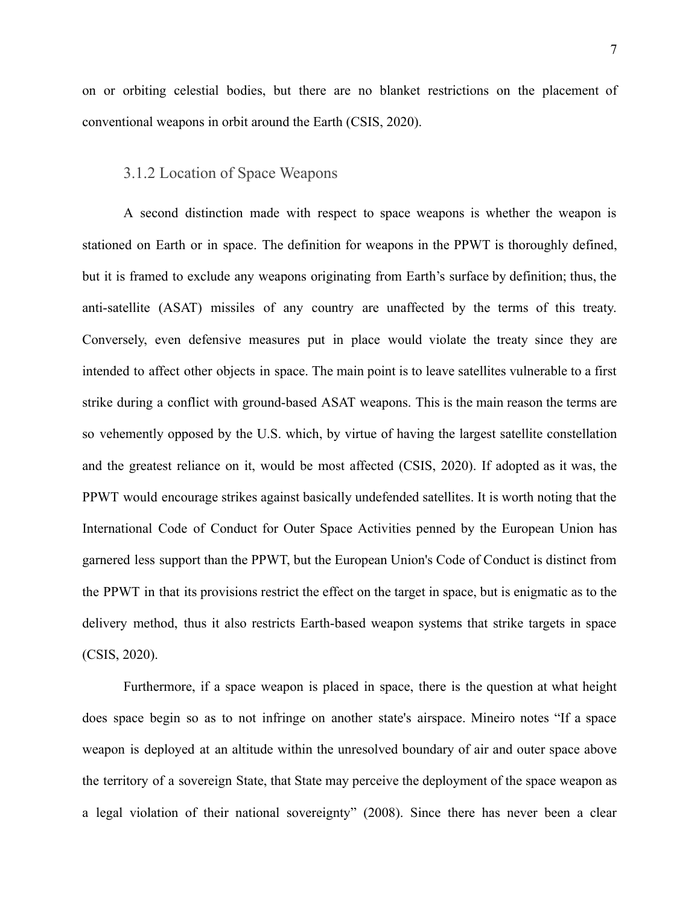on or orbiting celestial bodies, but there are no blanket restrictions on the placement of conventional weapons in orbit around the Earth (CSIS, 2020).

### 3.1.2 Location of Space Weapons

A second distinction made with respect to space weapons is whether the weapon is stationed on Earth or in space. The definition for weapons in the PPWT is thoroughly defined, but it is framed to exclude any weapons originating from Earth's surface by definition; thus, the anti-satellite (ASAT) missiles of any country are unaffected by the terms of this treaty. Conversely, even defensive measures put in place would violate the treaty since they are intended to affect other objects in space. The main point is to leave satellites vulnerable to a first strike during a conflict with ground-based ASAT weapons. This is the main reason the terms are so vehemently opposed by the U.S. which, by virtue of having the largest satellite constellation and the greatest reliance on it, would be most affected (CSIS, 2020). If adopted as it was, the PPWT would encourage strikes against basically undefended satellites. It is worth noting that the International Code of Conduct for Outer Space Activities penned by the European Union has garnered less support than the PPWT, but the European Union's Code of Conduct is distinct from the PPWT in that its provisions restrict the effect on the target in space, but is enigmatic as to the delivery method, thus it also restricts Earth-based weapon systems that strike targets in space (CSIS, 2020).

Furthermore, if a space weapon is placed in space, there is the question at what height does space begin so as to not infringe on another state's airspace. Mineiro notes "If a space weapon is deployed at an altitude within the unresolved boundary of air and outer space above the territory of a sovereign State, that State may perceive the deployment of the space weapon as a legal violation of their national sovereignty" (2008). Since there has never been a clear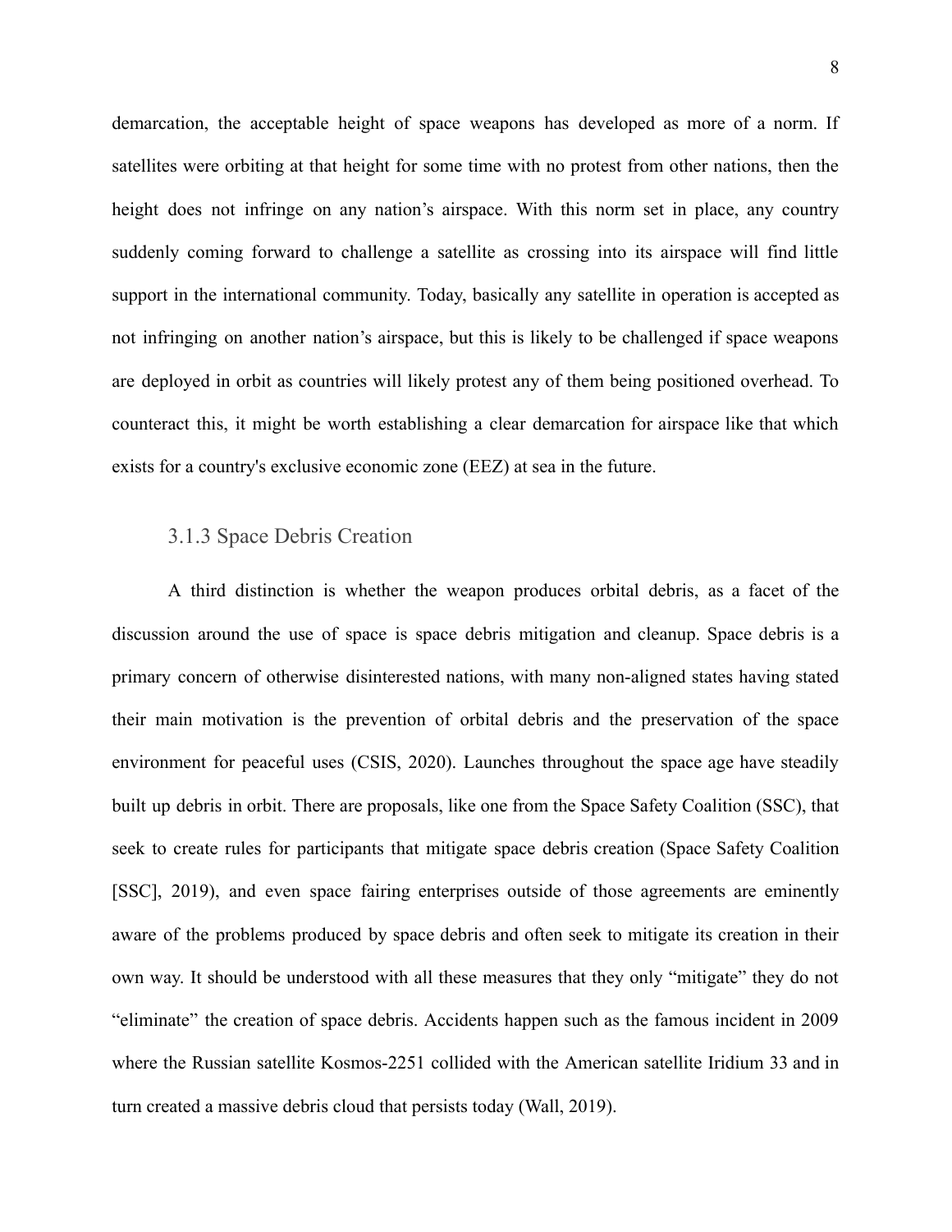demarcation, the acceptable height of space weapons has developed as more of a norm. If satellites were orbiting at that height for some time with no protest from other nations, then the height does not infringe on any nation's airspace. With this norm set in place, any country suddenly coming forward to challenge a satellite as crossing into its airspace will find little support in the international community. Today, basically any satellite in operation is accepted as not infringing on another nation's airspace, but this is likely to be challenged if space weapons are deployed in orbit as countries will likely protest any of them being positioned overhead. To counteract this, it might be worth establishing a clear demarcation for airspace like that which exists for a country's exclusive economic zone (EEZ) at sea in the future.

### 3.1.3 Space Debris Creation

A third distinction is whether the weapon produces orbital debris, as a facet of the discussion around the use of space is space debris mitigation and cleanup. Space debris is a primary concern of otherwise disinterested nations, with many non-aligned states having stated their main motivation is the prevention of orbital debris and the preservation of the space environment for peaceful uses (CSIS, 2020). Launches throughout the space age have steadily built up debris in orbit. There are proposals, like one from the Space Safety Coalition (SSC), that seek to create rules for participants that mitigate space debris creation (Space Safety Coalition [SSC], 2019), and even space fairing enterprises outside of those agreements are eminently aware of the problems produced by space debris and often seek to mitigate its creation in their own way. It should be understood with all these measures that they only "mitigate" they do not "eliminate" the creation of space debris. Accidents happen such as the famous incident in 2009 where the Russian satellite Kosmos-2251 collided with the American satellite Iridium 33 and in turn created a massive debris cloud that persists today (Wall, 2019).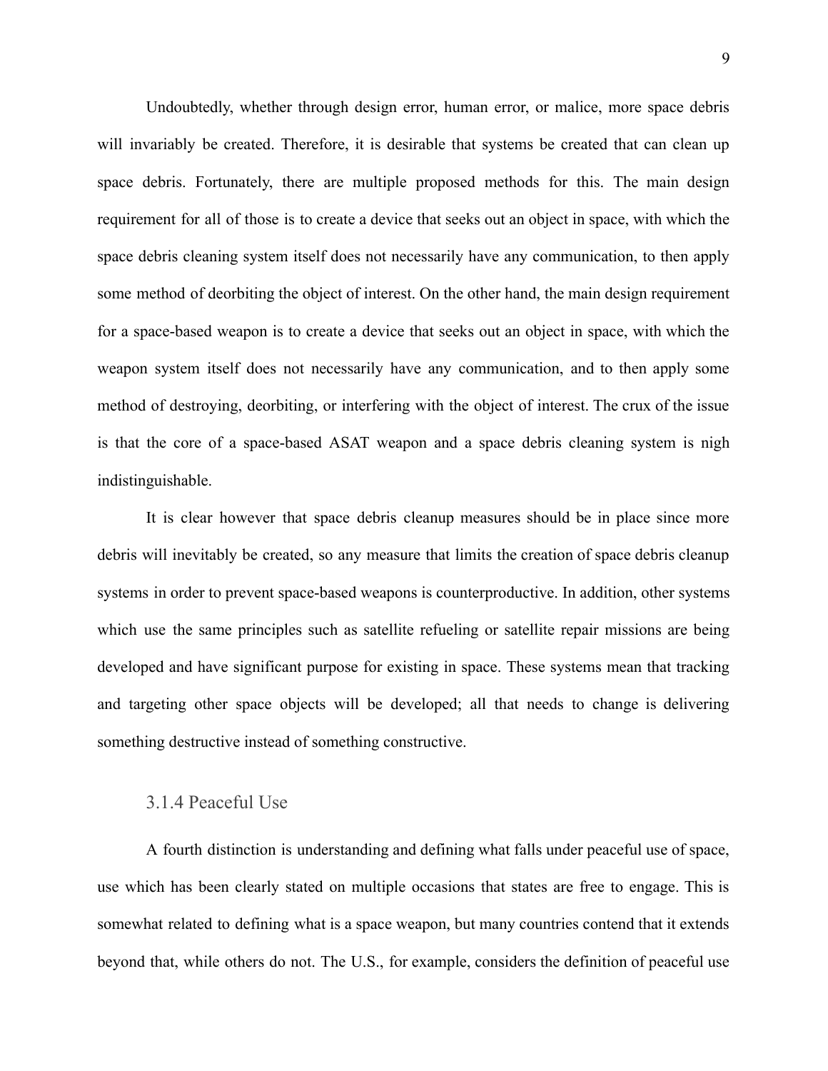Undoubtedly, whether through design error, human error, or malice, more space debris will invariably be created. Therefore, it is desirable that systems be created that can clean up space debris. Fortunately, there are multiple proposed methods for this. The main design requirement for all of those is to create a device that seeks out an object in space, with which the space debris cleaning system itself does not necessarily have any communication, to then apply some method of deorbiting the object of interest. On the other hand, the main design requirement for a space-based weapon is to create a device that seeks out an object in space, with which the weapon system itself does not necessarily have any communication, and to then apply some method of destroying, deorbiting, or interfering with the object of interest. The crux of the issue is that the core of a space-based ASAT weapon and a space debris cleaning system is nigh indistinguishable.

It is clear however that space debris cleanup measures should be in place since more debris will inevitably be created, so any measure that limits the creation of space debris cleanup systems in order to prevent space-based weapons is counterproductive. In addition, other systems which use the same principles such as satellite refueling or satellite repair missions are being developed and have significant purpose for existing in space. These systems mean that tracking and targeting other space objects will be developed; all that needs to change is delivering something destructive instead of something constructive.

### 3.1.4 Peaceful Use

A fourth distinction is understanding and defining what falls under peaceful use of space, use which has been clearly stated on multiple occasions that states are free to engage. This is somewhat related to defining what is a space weapon, but many countries contend that it extends beyond that, while others do not. The U.S., for example, considers the definition of peaceful use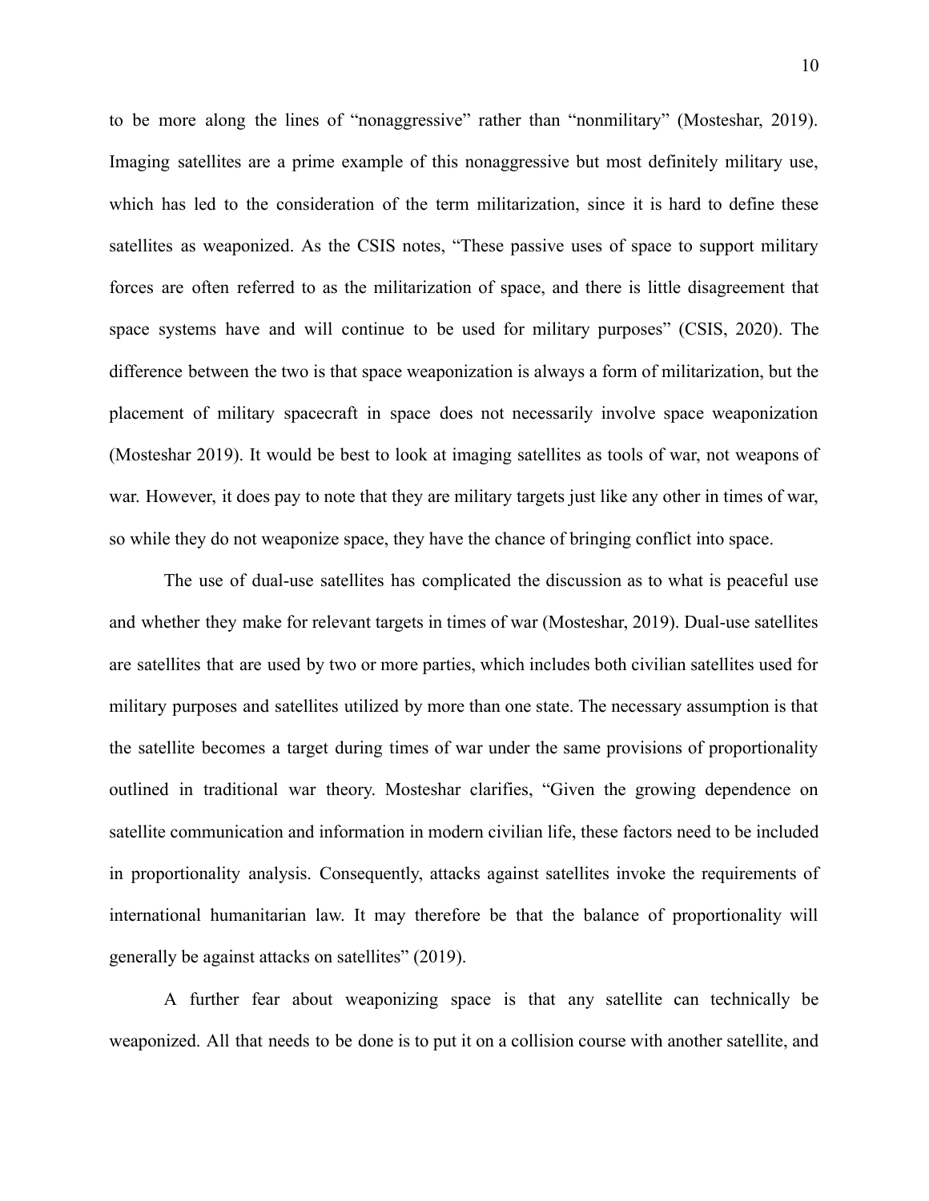to be more along the lines of "nonaggressive" rather than "nonmilitary" (Mosteshar, 2019). Imaging satellites are a prime example of this nonaggressive but most definitely military use, which has led to the consideration of the term militarization, since it is hard to define these satellites as weaponized. As the CSIS notes, "These passive uses of space to support military forces are often referred to as the militarization of space, and there is little disagreement that space systems have and will continue to be used for military purposes" (CSIS, 2020). The difference between the two is that space weaponization is always a form of militarization, but the placement of military spacecraft in space does not necessarily involve space weaponization (Mosteshar 2019). It would be best to look at imaging satellites as tools of war, not weapons of war. However, it does pay to note that they are military targets just like any other in times of war, so while they do not weaponize space, they have the chance of bringing conflict into space.

The use of dual-use satellites has complicated the discussion as to what is peaceful use and whether they make for relevant targets in times of war (Mosteshar, 2019). Dual-use satellites are satellites that are used by two or more parties, which includes both civilian satellites used for military purposes and satellites utilized by more than one state. The necessary assumption is that the satellite becomes a target during times of war under the same provisions of proportionality outlined in traditional war theory. Mosteshar clarifies, "Given the growing dependence on satellite communication and information in modern civilian life, these factors need to be included in proportionality analysis. Consequently, attacks against satellites invoke the requirements of international humanitarian law. It may therefore be that the balance of proportionality will generally be against attacks on satellites" (2019).

A further fear about weaponizing space is that any satellite can technically be weaponized. All that needs to be done is to put it on a collision course with another satellite, and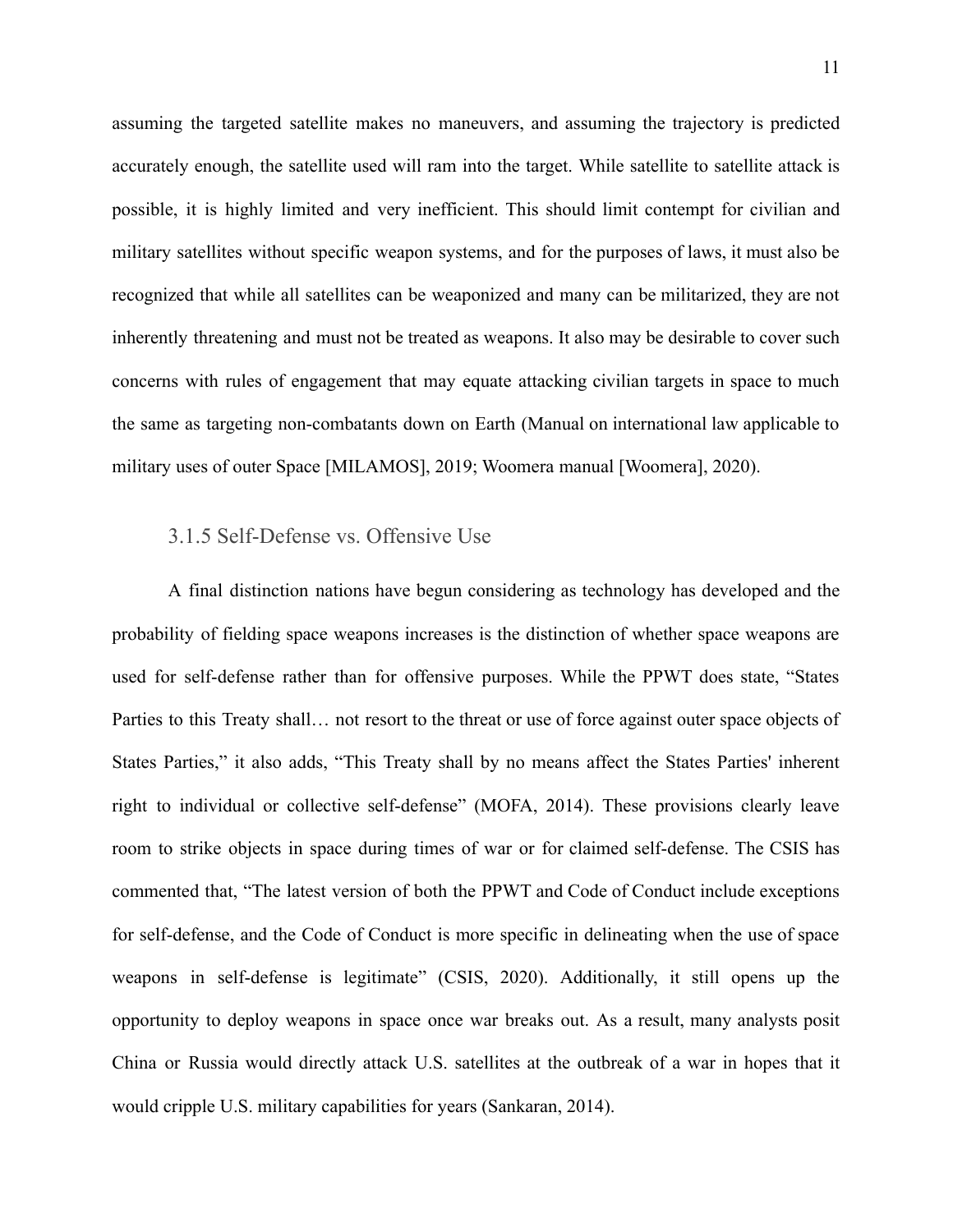assuming the targeted satellite makes no maneuvers, and assuming the trajectory is predicted accurately enough, the satellite used will ram into the target. While satellite to satellite attack is possible, it is highly limited and very inefficient. This should limit contempt for civilian and military satellites without specific weapon systems, and for the purposes of laws, it must also be recognized that while all satellites can be weaponized and many can be militarized, they are not inherently threatening and must not be treated as weapons. It also may be desirable to cover such concerns with rules of engagement that may equate attacking civilian targets in space to much the same as targeting non-combatants down on Earth (Manual on international law applicable to military uses of outer Space [MILAMOS], 2019; Woomera manual [Woomera], 2020).

### 3.1.5 Self-Defense vs. Offensive Use

A final distinction nations have begun considering as technology has developed and the probability of fielding space weapons increases is the distinction of whether space weapons are used for self-defense rather than for offensive purposes. While the PPWT does state, "States Parties to this Treaty shall… not resort to the threat or use of force against outer space objects of States Parties," it also adds, "This Treaty shall by no means affect the States Parties' inherent right to individual or collective self-defense" (MOFA, 2014). These provisions clearly leave room to strike objects in space during times of war or for claimed self-defense. The CSIS has commented that, "The latest version of both the PPWT and Code of Conduct include exceptions for self-defense, and the Code of Conduct is more specific in delineating when the use of space weapons in self-defense is legitimate" (CSIS, 2020). Additionally, it still opens up the opportunity to deploy weapons in space once war breaks out. As a result, many analysts posit China or Russia would directly attack U.S. satellites at the outbreak of a war in hopes that it would cripple U.S. military capabilities for years (Sankaran, 2014).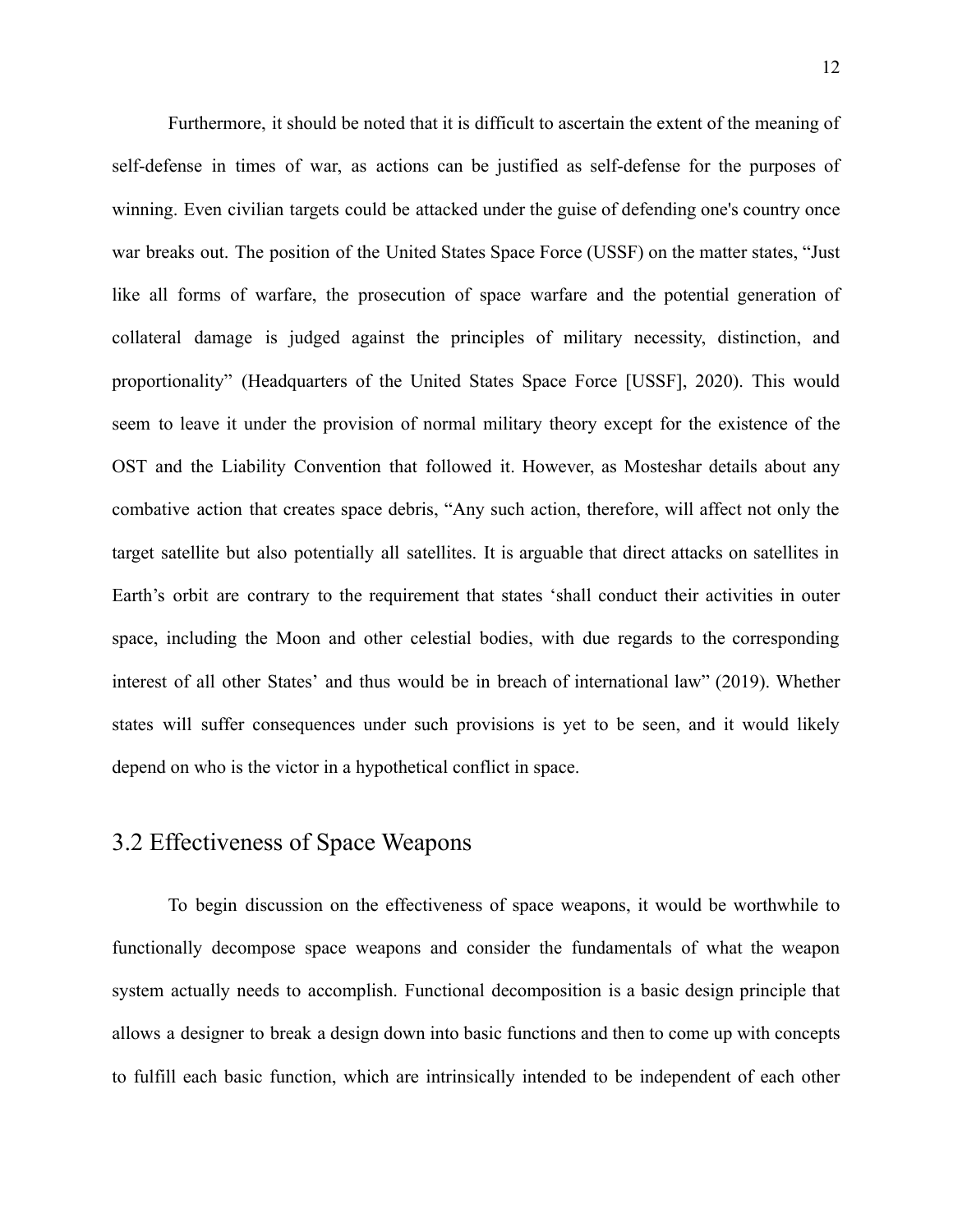Furthermore, it should be noted that it is difficult to ascertain the extent of the meaning of self-defense in times of war, as actions can be justified as self-defense for the purposes of winning. Even civilian targets could be attacked under the guise of defending one's country once war breaks out. The position of the United States Space Force (USSF) on the matter states, "Just like all forms of warfare, the prosecution of space warfare and the potential generation of collateral damage is judged against the principles of military necessity, distinction, and proportionality" (Headquarters of the United States Space Force [USSF], 2020). This would seem to leave it under the provision of normal military theory except for the existence of the OST and the Liability Convention that followed it. However, as Mosteshar details about any combative action that creates space debris, "Any such action, therefore, will affect not only the target satellite but also potentially all satellites. It is arguable that direct attacks on satellites in Earth's orbit are contrary to the requirement that states 'shall conduct their activities in outer space, including the Moon and other celestial bodies, with due regards to the corresponding interest of all other States' and thus would be in breach of international law" (2019). Whether states will suffer consequences under such provisions is yet to be seen, and it would likely depend on who is the victor in a hypothetical conflict in space.

## 3.2 Effectiveness of Space Weapons

To begin discussion on the effectiveness of space weapons, it would be worthwhile to functionally decompose space weapons and consider the fundamentals of what the weapon system actually needs to accomplish. Functional decomposition is a basic design principle that allows a designer to break a design down into basic functions and then to come up with concepts to fulfill each basic function, which are intrinsically intended to be independent of each other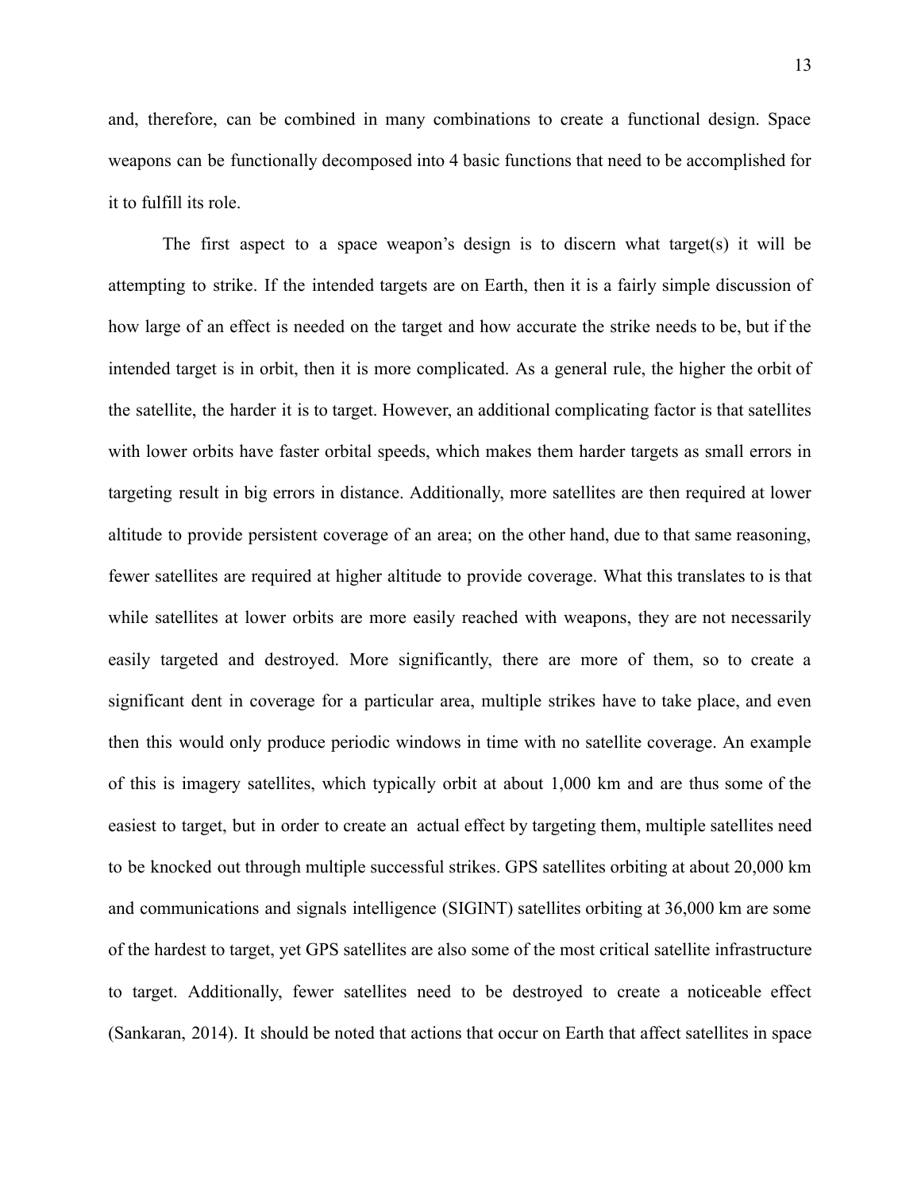and, therefore, can be combined in many combinations to create a functional design. Space weapons can be functionally decomposed into 4 basic functions that need to be accomplished for it to fulfill its role.

The first aspect to a space weapon's design is to discern what target(s) it will be attempting to strike. If the intended targets are on Earth, then it is a fairly simple discussion of how large of an effect is needed on the target and how accurate the strike needs to be, but if the intended target is in orbit, then it is more complicated. As a general rule, the higher the orbit of the satellite, the harder it is to target. However, an additional complicating factor is that satellites with lower orbits have faster orbital speeds, which makes them harder targets as small errors in targeting result in big errors in distance. Additionally, more satellites are then required at lower altitude to provide persistent coverage of an area; on the other hand, due to that same reasoning, fewer satellites are required at higher altitude to provide coverage. What this translates to is that while satellites at lower orbits are more easily reached with weapons, they are not necessarily easily targeted and destroyed. More significantly, there are more of them, so to create a significant dent in coverage for a particular area, multiple strikes have to take place, and even then this would only produce periodic windows in time with no satellite coverage. An example of this is imagery satellites, which typically orbit at about 1,000 km and are thus some of the easiest to target, but in order to create an actual effect by targeting them, multiple satellites need to be knocked out through multiple successful strikes. GPS satellites orbiting at about 20,000 km and communications and signals intelligence (SIGINT) satellites orbiting at 36,000 km are some of the hardest to target, yet GPS satellites are also some of the most critical satellite infrastructure to target. Additionally, fewer satellites need to be destroyed to create a noticeable effect (Sankaran, 2014). It should be noted that actions that occur on Earth that affect satellites in space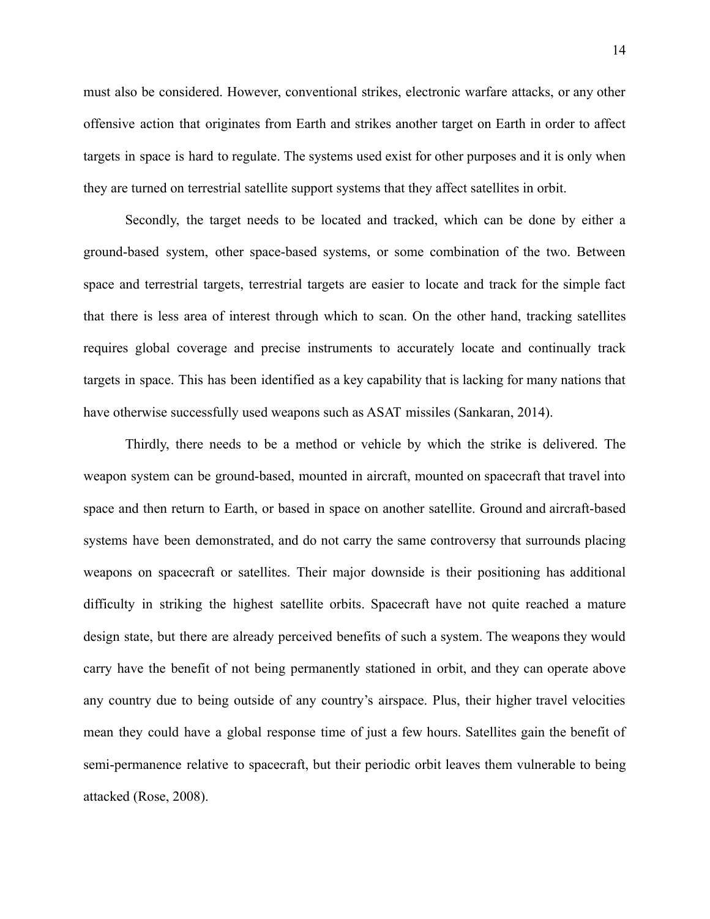must also be considered. However, conventional strikes, electronic warfare attacks, or any other offensive action that originates from Earth and strikes another target on Earth in order to affect targets in space is hard to regulate. The systems used exist for other purposes and it is only when they are turned on terrestrial satellite support systems that they affect satellites in orbit.

Secondly, the target needs to be located and tracked, which can be done by either a ground-based system, other space-based systems, or some combination of the two. Between space and terrestrial targets, terrestrial targets are easier to locate and track for the simple fact that there is less area of interest through which to scan. On the other hand, tracking satellites requires global coverage and precise instruments to accurately locate and continually track targets in space. This has been identified as a key capability that is lacking for many nations that have otherwise successfully used weapons such as ASAT missiles (Sankaran, 2014).

Thirdly, there needs to be a method or vehicle by which the strike is delivered. The weapon system can be ground-based, mounted in aircraft, mounted on spacecraft that travel into space and then return to Earth, or based in space on another satellite. Ground and aircraft-based systems have been demonstrated, and do not carry the same controversy that surrounds placing weapons on spacecraft or satellites. Their major downside is their positioning has additional difficulty in striking the highest satellite orbits. Spacecraft have not quite reached a mature design state, but there are already perceived benefits of such a system. The weapons they would carry have the benefit of not being permanently stationed in orbit, and they can operate above any country due to being outside of any country's airspace. Plus, their higher travel velocities mean they could have a global response time of just a few hours. Satellites gain the benefit of semi-permanence relative to spacecraft, but their periodic orbit leaves them vulnerable to being attacked (Rose, 2008).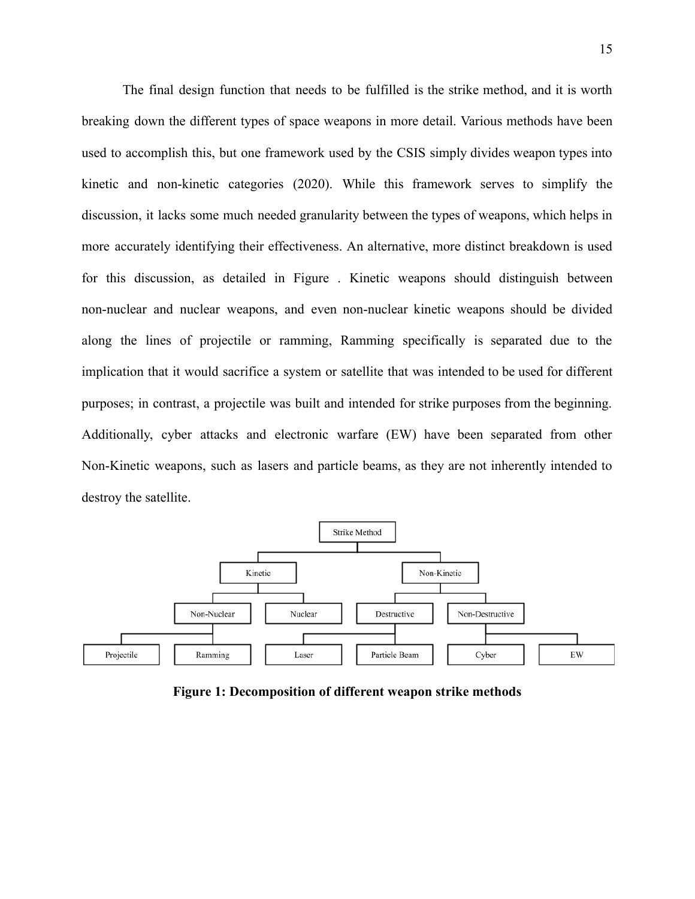The final design function that needs to be fulfilled is the strike method, and it is worth breaking down the different types of space weapons in more detail. Various methods have been used to accomplish this, but one framework used by the CSIS simply divides weapon types into kinetic and non-kinetic categories (2020). While this framework serves to simplify the discussion, it lacks some much needed granularity between the types of weapons, which helps in more accurately identifying their effectiveness. An alternative, more distinct breakdown is used for this discussion, as detailed in Figure . Kinetic weapons should distinguish between non-nuclear and nuclear weapons, and even non-nuclear kinetic weapons should be divided along the lines of projectile or ramming, Ramming specifically is separated due to the implication that it would sacrifice a system or satellite that was intended to be used for different purposes; in contrast, a projectile was built and intended for strike purposes from the beginning. Additionally, cyber attacks and electronic warfare (EW) have been separated from other Non-Kinetic weapons, such as lasers and particle beams, as they are not inherently intended to destroy the satellite.

- Strike Method
  - Kinetic
    - Non-Nuclear
      - Projectile
      - Ramming
    - Nuclear
  - Non-Kinetic
    - Destructive
      - Laser
      - Particle Beam
    - Non-Destructive
      - Cyber
      - EW

**Figure 1: Decomposition of different weapon strike methods**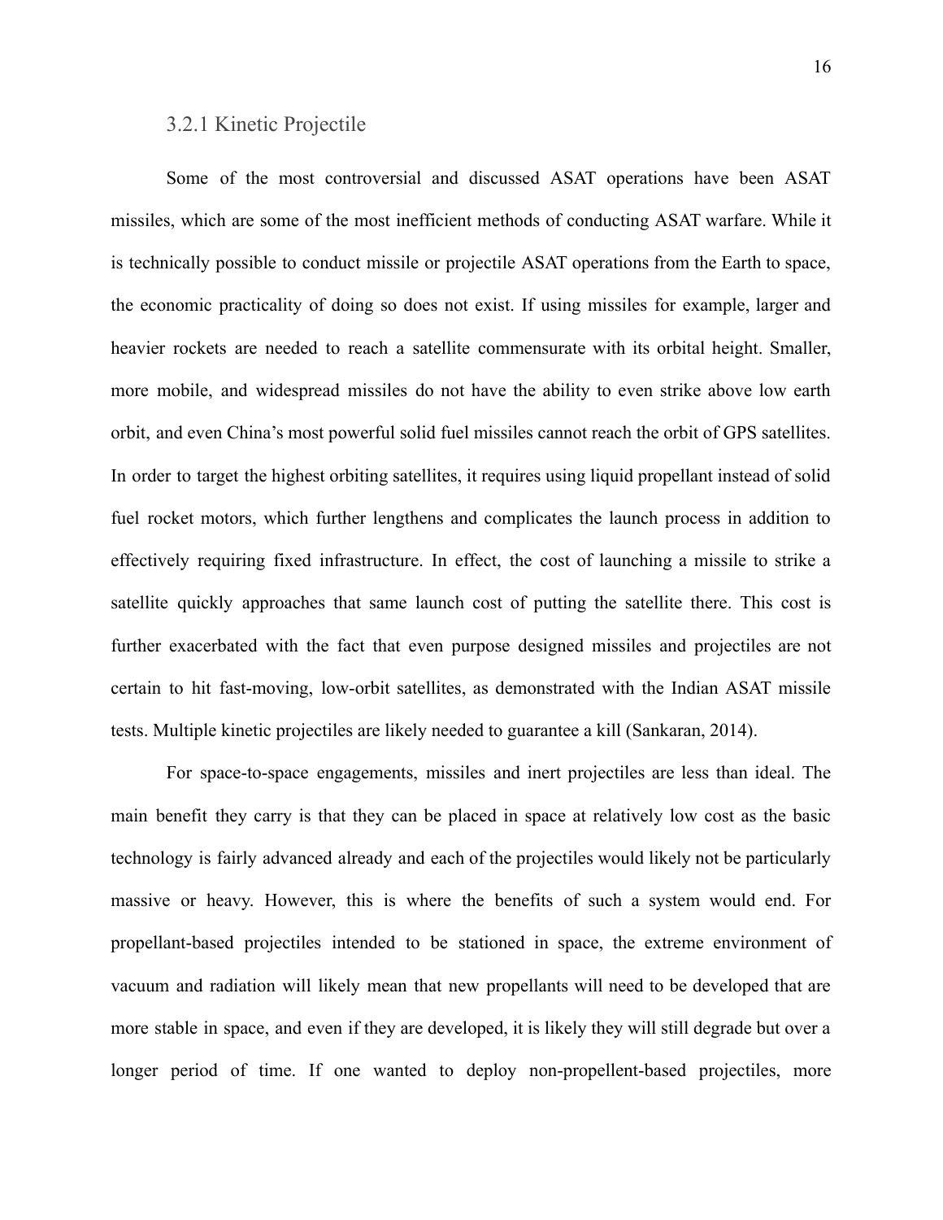### 3.2.1 Kinetic Projectile

Some of the most controversial and discussed ASAT operations have been ASAT missiles, which are some of the most inefficient methods of conducting ASAT warfare. While it is technically possible to conduct missile or projectile ASAT operations from the Earth to space, the economic practicality of doing so does not exist. If using missiles for example, larger and heavier rockets are needed to reach a satellite commensurate with its orbital height. Smaller, more mobile, and widespread missiles do not have the ability to even strike above low earth orbit, and even China's most powerful solid fuel missiles cannot reach the orbit of GPS satellites. In order to target the highest orbiting satellites, it requires using liquid propellant instead of solid fuel rocket motors, which further lengthens and complicates the launch process in addition to effectively requiring fixed infrastructure. In effect, the cost of launching a missile to strike a satellite quickly approaches that same launch cost of putting the satellite there. This cost is further exacerbated with the fact that even purpose designed missiles and projectiles are not certain to hit fast-moving, low-orbit satellites, as demonstrated with the Indian ASAT missile tests. Multiple kinetic projectiles are likely needed to guarantee a kill (Sankaran, 2014).

For space-to-space engagements, missiles and inert projectiles are less than ideal. The main benefit they carry is that they can be placed in space at relatively low cost as the basic technology is fairly advanced already and each of the projectiles would likely not be particularly massive or heavy. However, this is where the benefits of such a system would end. For propellant-based projectiles intended to be stationed in space, the extreme environment of vacuum and radiation will likely mean that new propellants will need to be developed that are more stable in space, and even if they are developed, it is likely they will still degrade but over a longer period of time. If one wanted to deploy non-propellent-based projectiles, more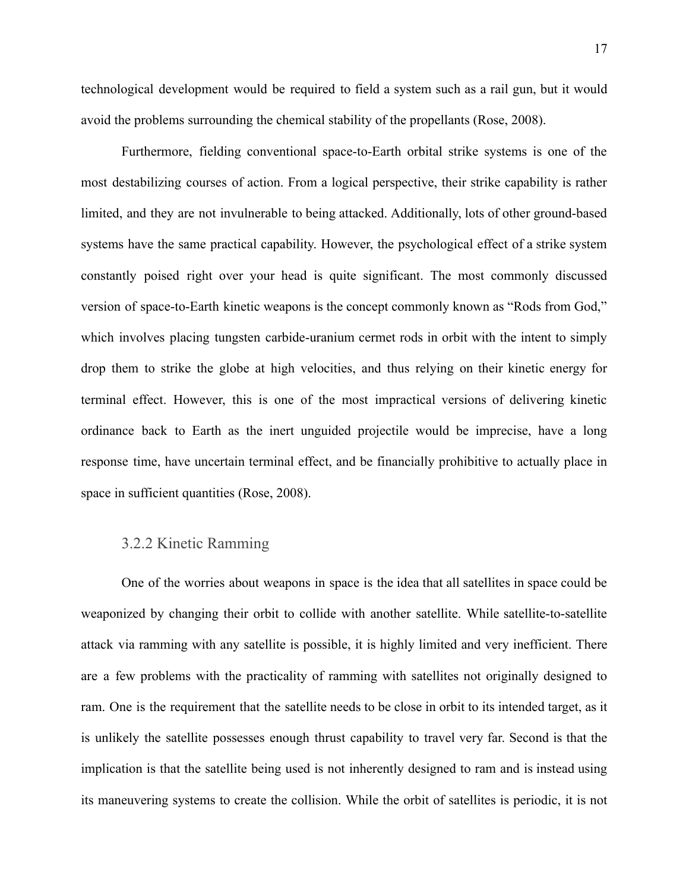technological development would be required to field a system such as a rail gun, but it would avoid the problems surrounding the chemical stability of the propellants (Rose, 2008).

Furthermore, fielding conventional space-to-Earth orbital strike systems is one of the most destabilizing courses of action. From a logical perspective, their strike capability is rather limited, and they are not invulnerable to being attacked. Additionally, lots of other ground-based systems have the same practical capability. However, the psychological effect of a strike system constantly poised right over your head is quite significant. The most commonly discussed version of space-to-Earth kinetic weapons is the concept commonly known as "Rods from God," which involves placing tungsten carbide-uranium cermet rods in orbit with the intent to simply drop them to strike the globe at high velocities, and thus relying on their kinetic energy for terminal effect. However, this is one of the most impractical versions of delivering kinetic ordinance back to Earth as the inert unguided projectile would be imprecise, have a long response time, have uncertain terminal effect, and be financially prohibitive to actually place in space in sufficient quantities (Rose, 2008).

### 3.2.2 Kinetic Ramming

One of the worries about weapons in space is the idea that all satellites in space could be weaponized by changing their orbit to collide with another satellite. While satellite-to-satellite attack via ramming with any satellite is possible, it is highly limited and very inefficient. There are a few problems with the practicality of ramming with satellites not originally designed to ram. One is the requirement that the satellite needs to be close in orbit to its intended target, as it is unlikely the satellite possesses enough thrust capability to travel very far. Second is that the implication is that the satellite being used is not inherently designed to ram and is instead using its maneuvering systems to create the collision. While the orbit of satellites is periodic, it is not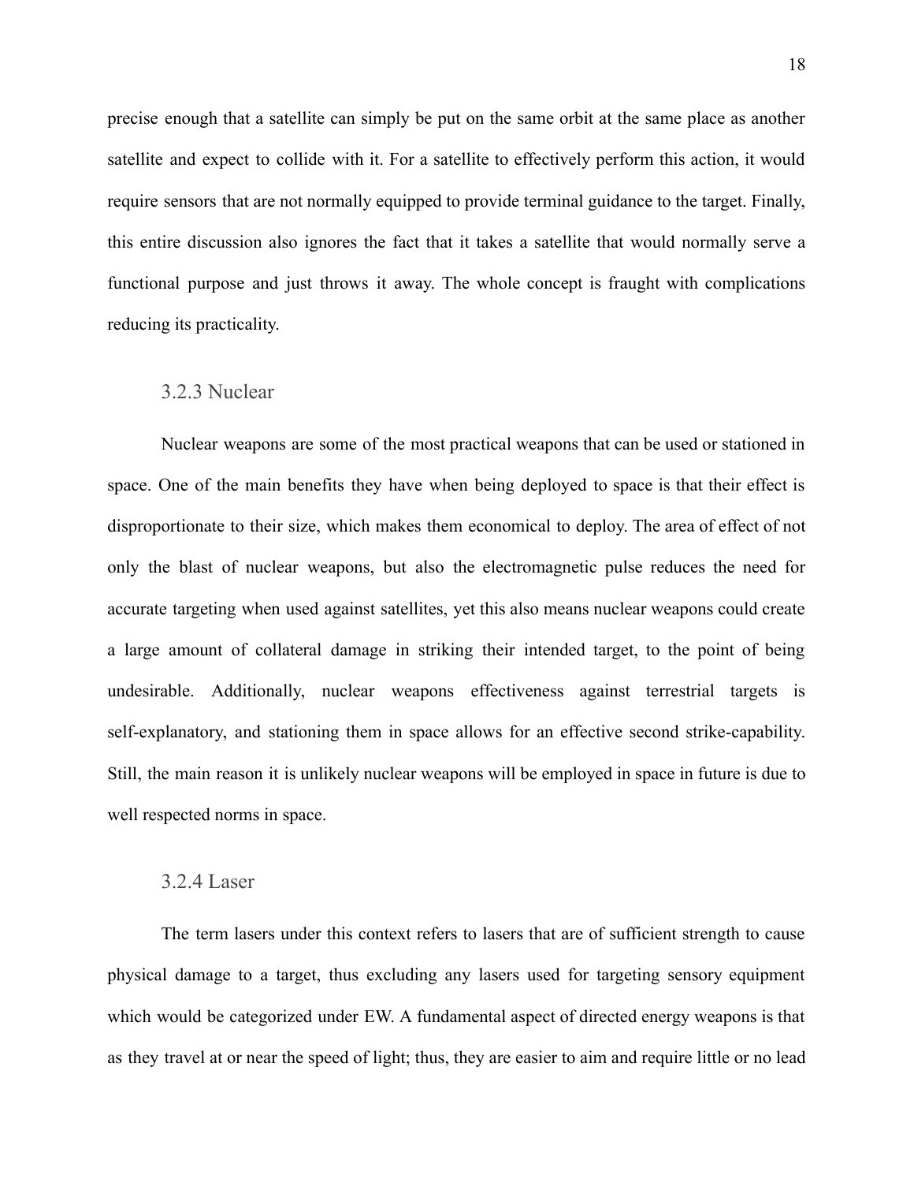precise enough that a satellite can simply be put on the same orbit at the same place as another satellite and expect to collide with it. For a satellite to effectively perform this action, it would require sensors that are not normally equipped to provide terminal guidance to the target. Finally, this entire discussion also ignores the fact that it takes a satellite that would normally serve a functional purpose and just throws it away. The whole concept is fraught with complications reducing its practicality.

### 3.2.3 Nuclear

Nuclear weapons are some of the most practical weapons that can be used or stationed in space. One of the main benefits they have when being deployed to space is that their effect is disproportionate to their size, which makes them economical to deploy. The area of effect of not only the blast of nuclear weapons, but also the electromagnetic pulse reduces the need for accurate targeting when used against satellites, yet this also means nuclear weapons could create a large amount of collateral damage in striking their intended target, to the point of being undesirable. Additionally, nuclear weapons effectiveness against terrestrial targets is self-explanatory, and stationing them in space allows for an effective second strike-capability. Still, the main reason it is unlikely nuclear weapons will be employed in space in future is due to well respected norms in space.

### 3.2.4 Laser

The term lasers under this context refers to lasers that are of sufficient strength to cause physical damage to a target, thus excluding any lasers used for targeting sensory equipment which would be categorized under EW. A fundamental aspect of directed energy weapons is that as they travel at or near the speed of light; thus, they are easier to aim and require little or no lead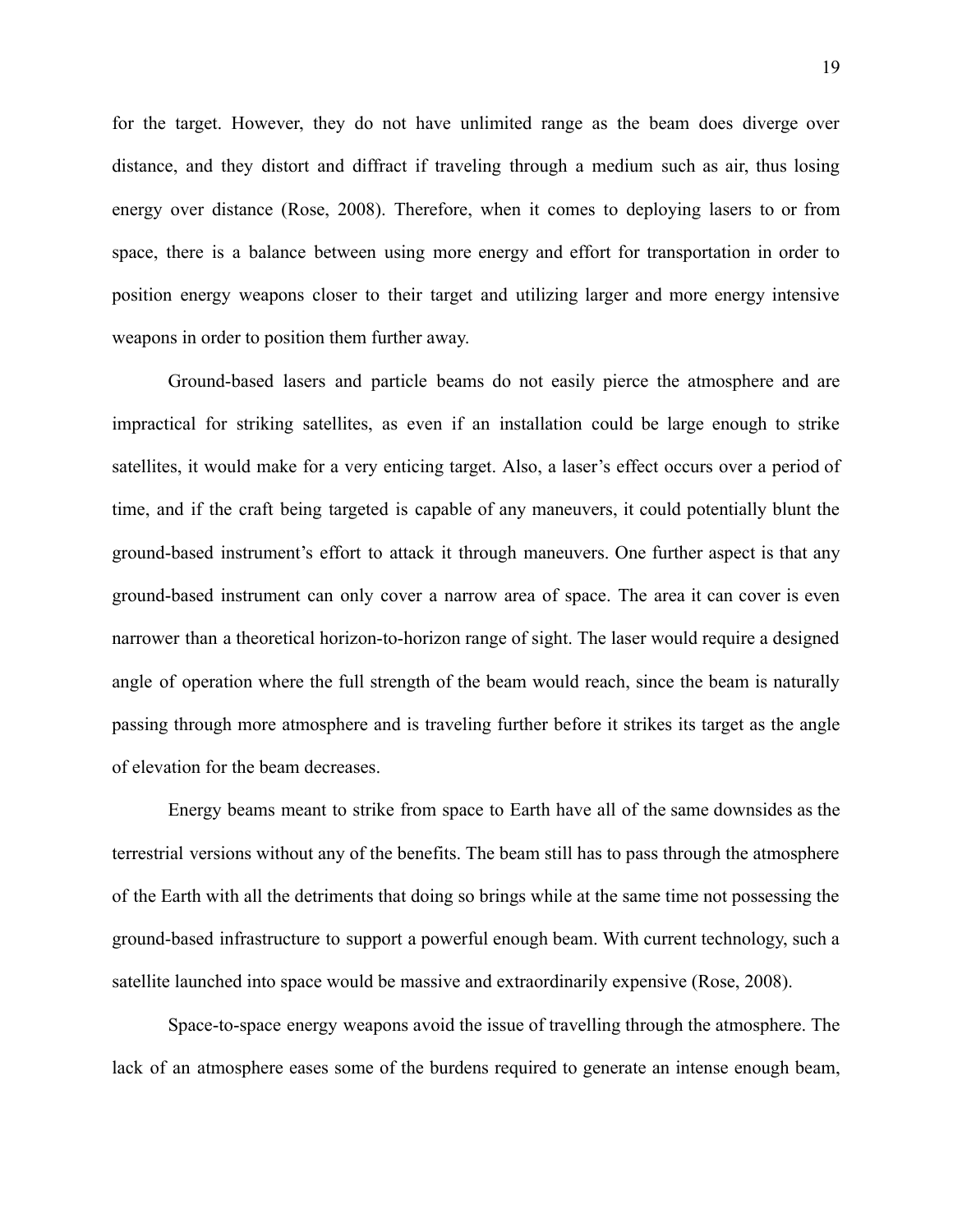for the target. However, they do not have unlimited range as the beam does diverge over distance, and they distort and diffract if traveling through a medium such as air, thus losing energy over distance (Rose, 2008). Therefore, when it comes to deploying lasers to or from space, there is a balance between using more energy and effort for transportation in order to position energy weapons closer to their target and utilizing larger and more energy intensive weapons in order to position them further away.

Ground-based lasers and particle beams do not easily pierce the atmosphere and are impractical for striking satellites, as even if an installation could be large enough to strike satellites, it would make for a very enticing target. Also, a laser's effect occurs over a period of time, and if the craft being targeted is capable of any maneuvers, it could potentially blunt the ground-based instrument's effort to attack it through maneuvers. One further aspect is that any ground-based instrument can only cover a narrow area of space. The area it can cover is even narrower than a theoretical horizon-to-horizon range of sight. The laser would require a designed angle of operation where the full strength of the beam would reach, since the beam is naturally passing through more atmosphere and is traveling further before it strikes its target as the angle of elevation for the beam decreases.

Energy beams meant to strike from space to Earth have all of the same downsides as the terrestrial versions without any of the benefits. The beam still has to pass through the atmosphere of the Earth with all the detriments that doing so brings while at the same time not possessing the ground-based infrastructure to support a powerful enough beam. With current technology, such a satellite launched into space would be massive and extraordinarily expensive (Rose, 2008).

Space-to-space energy weapons avoid the issue of travelling through the atmosphere. The lack of an atmosphere eases some of the burdens required to generate an intense enough beam,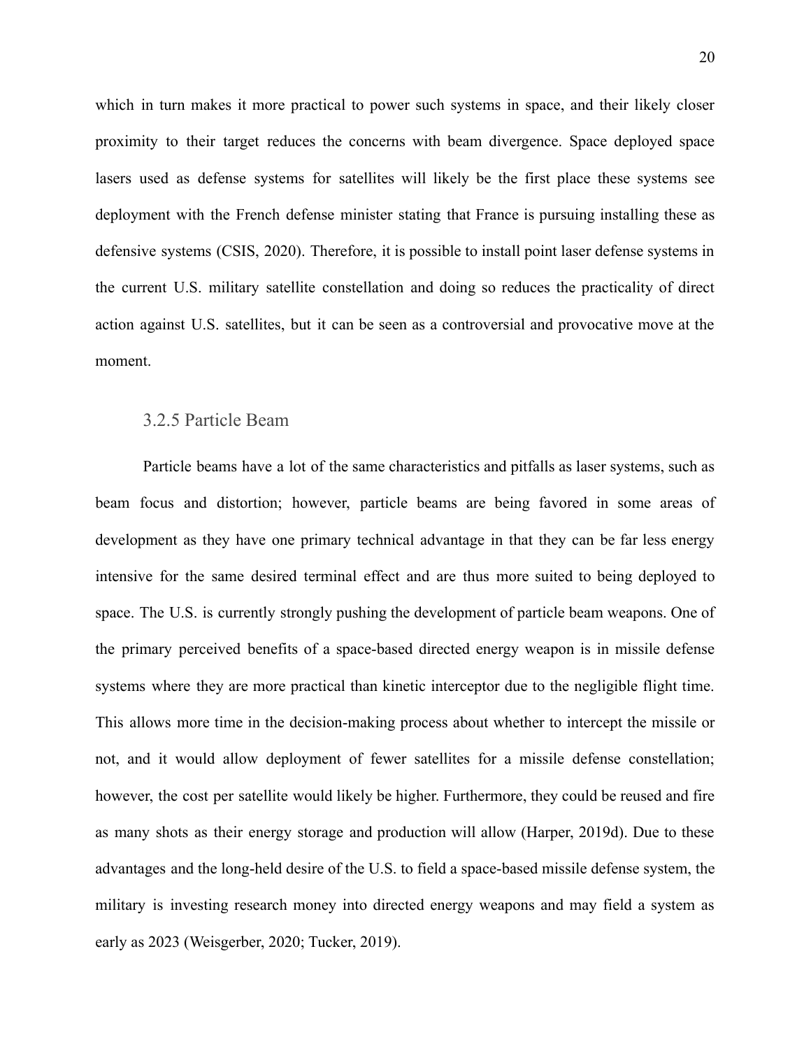which in turn makes it more practical to power such systems in space, and their likely closer proximity to their target reduces the concerns with beam divergence. Space deployed space lasers used as defense systems for satellites will likely be the first place these systems see deployment with the French defense minister stating that France is pursuing installing these as defensive systems (CSIS, 2020). Therefore, it is possible to install point laser defense systems in the current U.S. military satellite constellation and doing so reduces the practicality of direct action against U.S. satellites, but it can be seen as a controversial and provocative move at the moment.

### 3.2.5 Particle Beam

Particle beams have a lot of the same characteristics and pitfalls as laser systems, such as beam focus and distortion; however, particle beams are being favored in some areas of development as they have one primary technical advantage in that they can be far less energy intensive for the same desired terminal effect and are thus more suited to being deployed to space. The U.S. is currently strongly pushing the development of particle beam weapons. One of the primary perceived benefits of a space-based directed energy weapon is in missile defense systems where they are more practical than kinetic interceptor due to the negligible flight time. This allows more time in the decision-making process about whether to intercept the missile or not, and it would allow deployment of fewer satellites for a missile defense constellation; however, the cost per satellite would likely be higher. Furthermore, they could be reused and fire as many shots as their energy storage and production will allow (Harper, 2019d). Due to these advantages and the long-held desire of the U.S. to field a space-based missile defense system, the military is investing research money into directed energy weapons and may field a system as early as 2023 (Weisgerber, 2020; Tucker, 2019).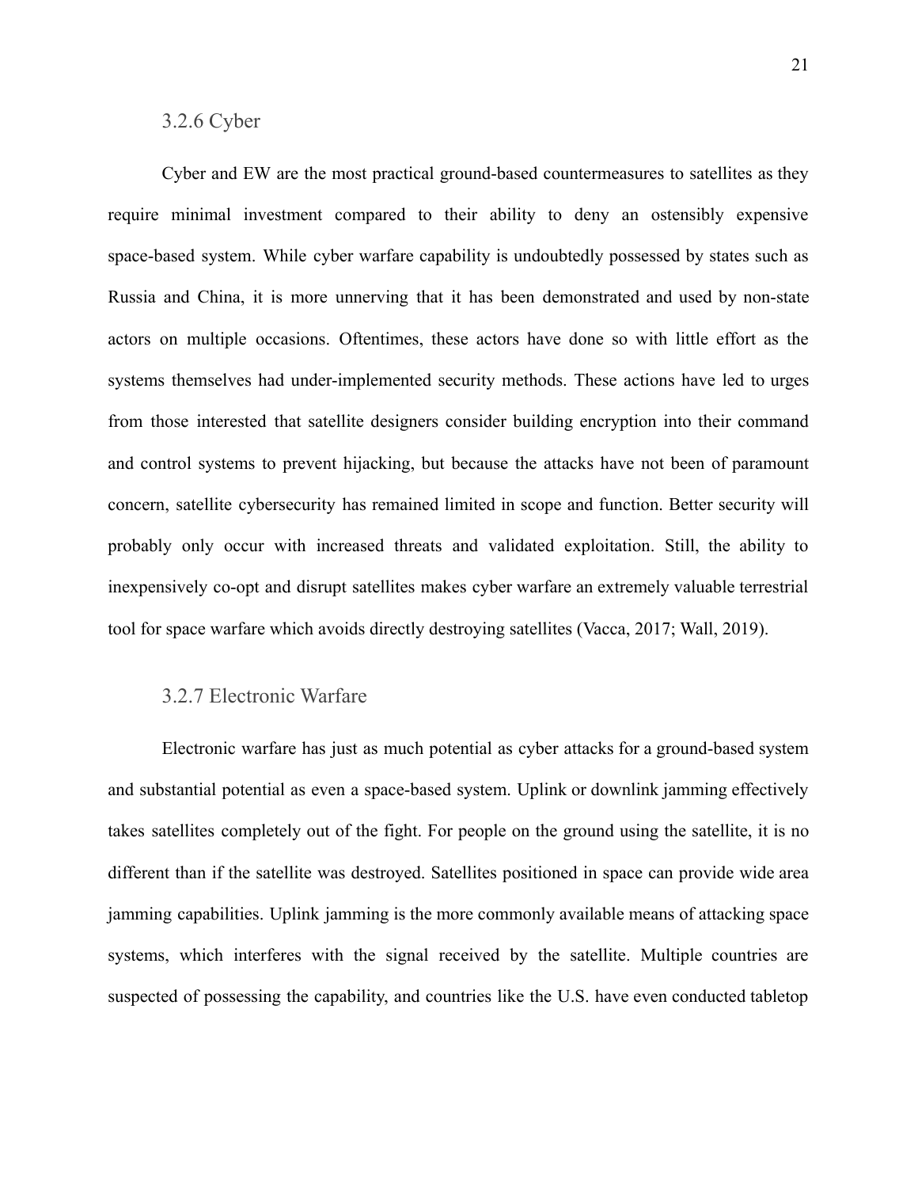### 3.2.6 Cyber

Cyber and EW are the most practical ground-based countermeasures to satellites as they require minimal investment compared to their ability to deny an ostensibly expensive space-based system. While cyber warfare capability is undoubtedly possessed by states such as Russia and China, it is more unnerving that it has been demonstrated and used by non-state actors on multiple occasions. Oftentimes, these actors have done so with little effort as the systems themselves had under-implemented security methods. These actions have led to urges from those interested that satellite designers consider building encryption into their command and control systems to prevent hijacking, but because the attacks have not been of paramount concern, satellite cybersecurity has remained limited in scope and function. Better security will probably only occur with increased threats and validated exploitation. Still, the ability to inexpensively co-opt and disrupt satellites makes cyber warfare an extremely valuable terrestrial tool for space warfare which avoids directly destroying satellites (Vacca, 2017; Wall, 2019).

### 3.2.7 Electronic Warfare

Electronic warfare has just as much potential as cyber attacks for a ground-based system and substantial potential as even a space-based system. Uplink or downlink jamming effectively takes satellites completely out of the fight. For people on the ground using the satellite, it is no different than if the satellite was destroyed. Satellites positioned in space can provide wide area jamming capabilities. Uplink jamming is the more commonly available means of attacking space systems, which interferes with the signal received by the satellite. Multiple countries are suspected of possessing the capability, and countries like the U.S. have even conducted tabletop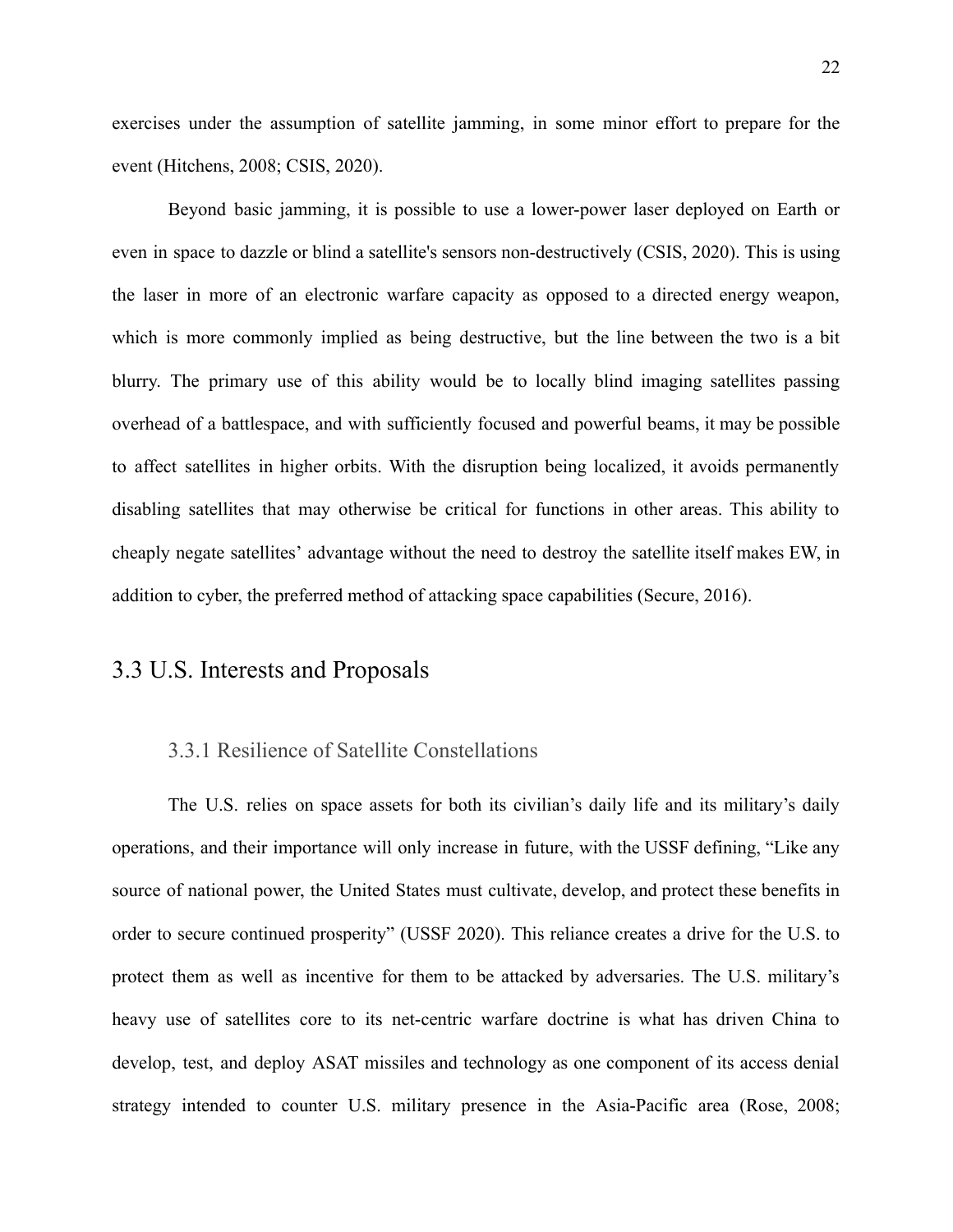exercises under the assumption of satellite jamming, in some minor effort to prepare for the event (Hitchens, 2008; CSIS, 2020).

Beyond basic jamming, it is possible to use a lower-power laser deployed on Earth or even in space to dazzle or blind a satellite's sensors non-destructively (CSIS, 2020). This is using the laser in more of an electronic warfare capacity as opposed to a directed energy weapon, which is more commonly implied as being destructive, but the line between the two is a bit blurry. The primary use of this ability would be to locally blind imaging satellites passing overhead of a battlespace, and with sufficiently focused and powerful beams, it may be possible to affect satellites in higher orbits. With the disruption being localized, it avoids permanently disabling satellites that may otherwise be critical for functions in other areas. This ability to cheaply negate satellites' advantage without the need to destroy the satellite itself makes EW, in addition to cyber, the preferred method of attacking space capabilities (Secure, 2016).

## 3.3 U.S. Interests and Proposals

### 3.3.1 Resilience of Satellite Constellations

The U.S. relies on space assets for both its civilian's daily life and its military's daily operations, and their importance will only increase in future, with the USSF defining, "Like any source of national power, the United States must cultivate, develop, and protect these benefits in order to secure continued prosperity" (USSF 2020). This reliance creates a drive for the U.S. to protect them as well as incentive for them to be attacked by adversaries. The U.S. military's heavy use of satellites core to its net-centric warfare doctrine is what has driven China to develop, test, and deploy ASAT missiles and technology as one component of its access denial strategy intended to counter U.S. military presence in the Asia-Pacific area (Rose, 2008;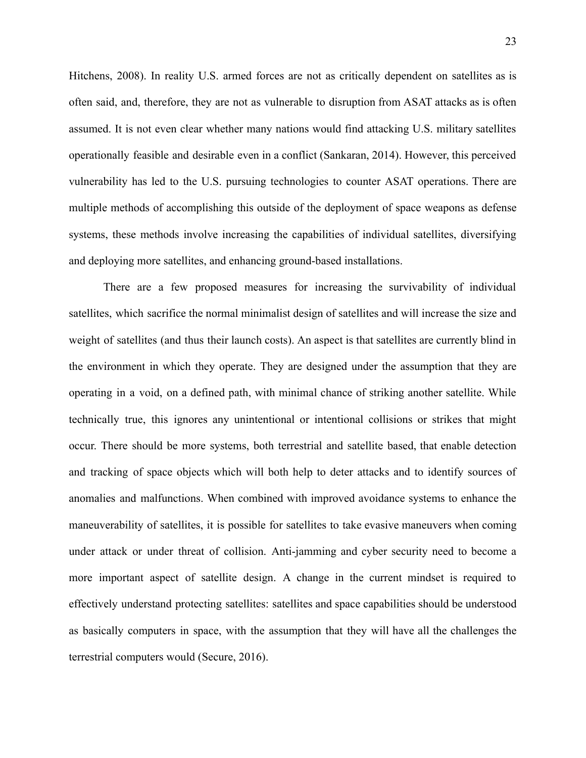Hitchens, 2008). In reality U.S. armed forces are not as critically dependent on satellites as is often said, and, therefore, they are not as vulnerable to disruption from ASAT attacks as is often assumed. It is not even clear whether many nations would find attacking U.S. military satellites operationally feasible and desirable even in a conflict (Sankaran, 2014). However, this perceived vulnerability has led to the U.S. pursuing technologies to counter ASAT operations. There are multiple methods of accomplishing this outside of the deployment of space weapons as defense systems, these methods involve increasing the capabilities of individual satellites, diversifying and deploying more satellites, and enhancing ground-based installations.

There are a few proposed measures for increasing the survivability of individual satellites, which sacrifice the normal minimalist design of satellites and will increase the size and weight of satellites (and thus their launch costs). An aspect is that satellites are currently blind in the environment in which they operate. They are designed under the assumption that they are operating in a void, on a defined path, with minimal chance of striking another satellite. While technically true, this ignores any unintentional or intentional collisions or strikes that might occur. There should be more systems, both terrestrial and satellite based, that enable detection and tracking of space objects which will both help to deter attacks and to identify sources of anomalies and malfunctions. When combined with improved avoidance systems to enhance the maneuverability of satellites, it is possible for satellites to take evasive maneuvers when coming under attack or under threat of collision. Anti-jamming and cyber security need to become a more important aspect of satellite design. A change in the current mindset is required to effectively understand protecting satellites: satellites and space capabilities should be understood as basically computers in space, with the assumption that they will have all the challenges the terrestrial computers would (Secure, 2016).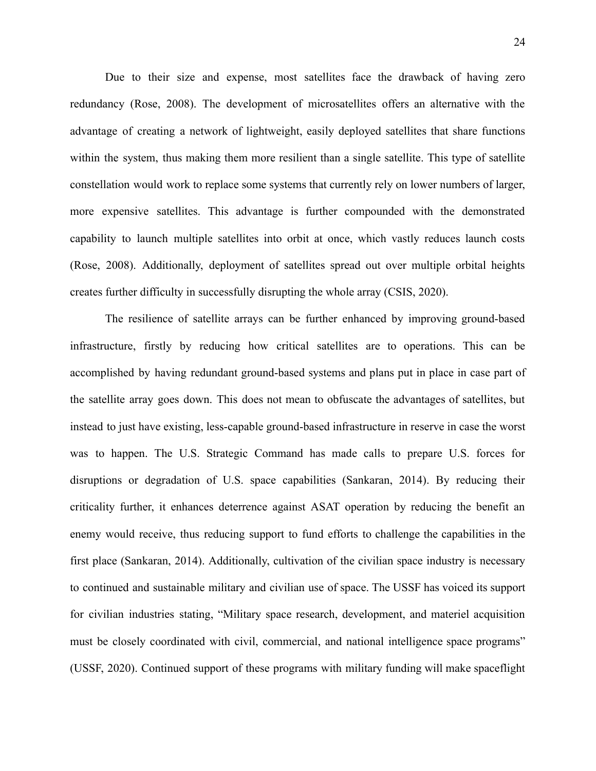Due to their size and expense, most satellites face the drawback of having zero redundancy (Rose, 2008). The development of microsatellites offers an alternative with the advantage of creating a network of lightweight, easily deployed satellites that share functions within the system, thus making them more resilient than a single satellite. This type of satellite constellation would work to replace some systems that currently rely on lower numbers of larger, more expensive satellites. This advantage is further compounded with the demonstrated capability to launch multiple satellites into orbit at once, which vastly reduces launch costs (Rose, 2008). Additionally, deployment of satellites spread out over multiple orbital heights creates further difficulty in successfully disrupting the whole array (CSIS, 2020).

The resilience of satellite arrays can be further enhanced by improving ground-based infrastructure, firstly by reducing how critical satellites are to operations. This can be accomplished by having redundant ground-based systems and plans put in place in case part of the satellite array goes down. This does not mean to obfuscate the advantages of satellites, but instead to just have existing, less-capable ground-based infrastructure in reserve in case the worst was to happen. The U.S. Strategic Command has made calls to prepare U.S. forces for disruptions or degradation of U.S. space capabilities (Sankaran, 2014). By reducing their criticality further, it enhances deterrence against ASAT operation by reducing the benefit an enemy would receive, thus reducing support to fund efforts to challenge the capabilities in the first place (Sankaran, 2014). Additionally, cultivation of the civilian space industry is necessary to continued and sustainable military and civilian use of space. The USSF has voiced its support for civilian industries stating, "Military space research, development, and materiel acquisition must be closely coordinated with civil, commercial, and national intelligence space programs" (USSF, 2020). Continued support of these programs with military funding will make spaceflight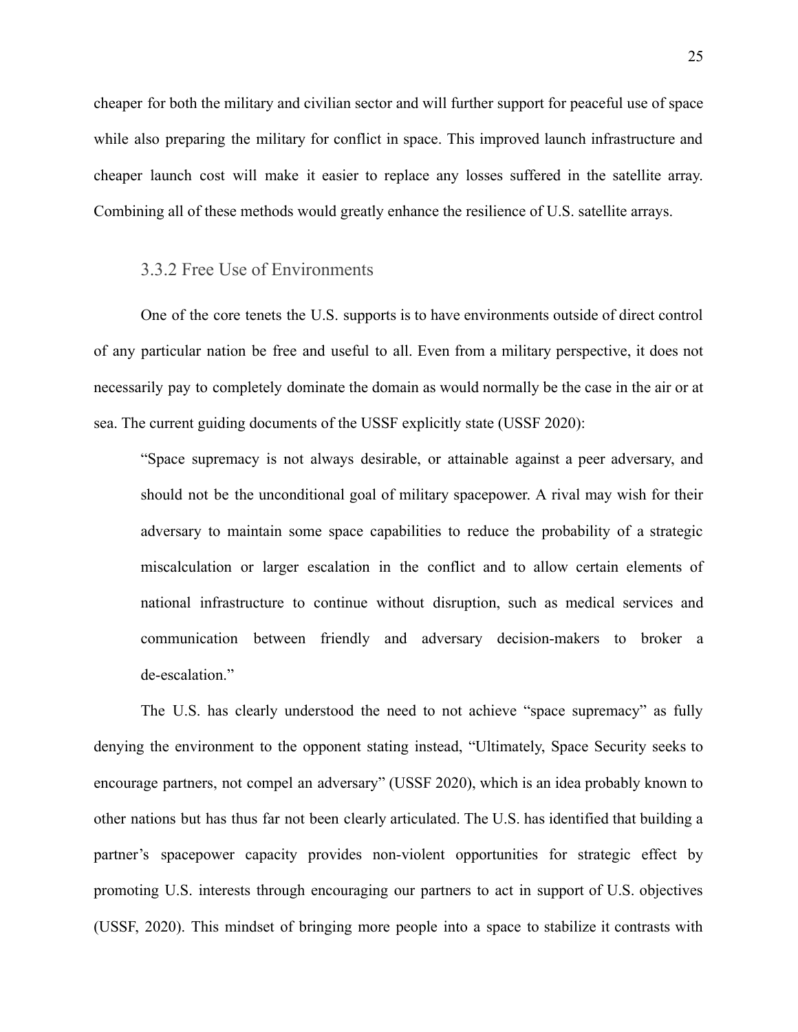cheaper for both the military and civilian sector and will further support for peaceful use of space while also preparing the military for conflict in space. This improved launch infrastructure and cheaper launch cost will make it easier to replace any losses suffered in the satellite array. Combining all of these methods would greatly enhance the resilience of U.S. satellite arrays.

### 3.3.2 Free Use of Environments

One of the core tenets the U.S. supports is to have environments outside of direct control of any particular nation be free and useful to all. Even from a military perspective, it does not necessarily pay to completely dominate the domain as would normally be the case in the air or at sea. The current guiding documents of the USSF explicitly state (USSF 2020):

> "Space supremacy is not always desirable, or attainable against a peer adversary, and should not be the unconditional goal of military spacepower. A rival may wish for their adversary to maintain some space capabilities to reduce the probability of a strategic miscalculation or larger escalation in the conflict and to allow certain elements of national infrastructure to continue without disruption, such as medical services and communication between friendly and adversary decision-makers to broker a de-escalation."

The U.S. has clearly understood the need to not achieve "space supremacy" as fully denying the environment to the opponent stating instead, "Ultimately, Space Security seeks to encourage partners, not compel an adversary" (USSF 2020), which is an idea probably known to other nations but has thus far not been clearly articulated. The U.S. has identified that building a partner's spacepower capacity provides non-violent opportunities for strategic effect by promoting U.S. interests through encouraging our partners to act in support of U.S. objectives (USSF, 2020). This mindset of bringing more people into a space to stabilize it contrasts with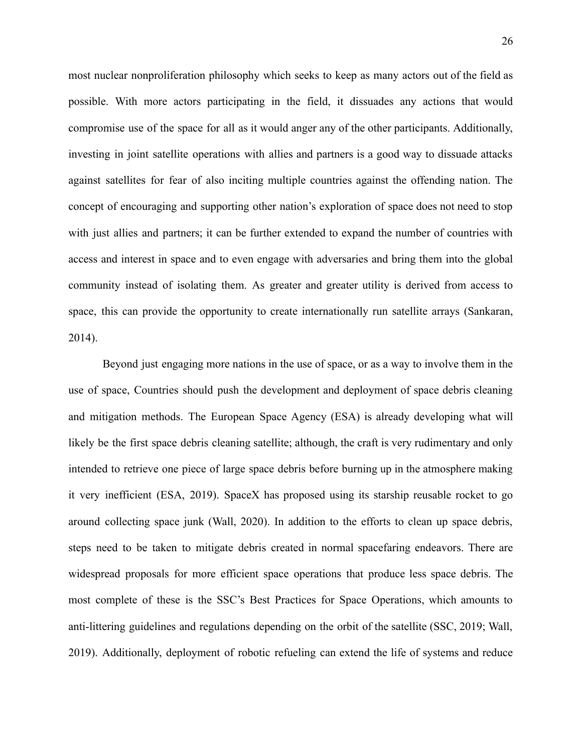most nuclear nonproliferation philosophy which seeks to keep as many actors out of the field as possible. With more actors participating in the field, it dissuades any actions that would compromise use of the space for all as it would anger any of the other participants. Additionally, investing in joint satellite operations with allies and partners is a good way to dissuade attacks against satellites for fear of also inciting multiple countries against the offending nation. The concept of encouraging and supporting other nation's exploration of space does not need to stop with just allies and partners; it can be further extended to expand the number of countries with access and interest in space and to even engage with adversaries and bring them into the global community instead of isolating them. As greater and greater utility is derived from access to space, this can provide the opportunity to create internationally run satellite arrays (Sankaran, 2014).

Beyond just engaging more nations in the use of space, or as a way to involve them in the use of space, Countries should push the development and deployment of space debris cleaning and mitigation methods. The European Space Agency (ESA) is already developing what will likely be the first space debris cleaning satellite; although, the craft is very rudimentary and only intended to retrieve one piece of large space debris before burning up in the atmosphere making it very inefficient (ESA, 2019). SpaceX has proposed using its starship reusable rocket to go around collecting space junk (Wall, 2020). In addition to the efforts to clean up space debris, steps need to be taken to mitigate debris created in normal spacefaring endeavors. There are widespread proposals for more efficient space operations that produce less space debris. The most complete of these is the SSC's Best Practices for Space Operations, which amounts to anti-littering guidelines and regulations depending on the orbit of the satellite (SSC, 2019; Wall, 2019). Additionally, deployment of robotic refueling can extend the life of systems and reduce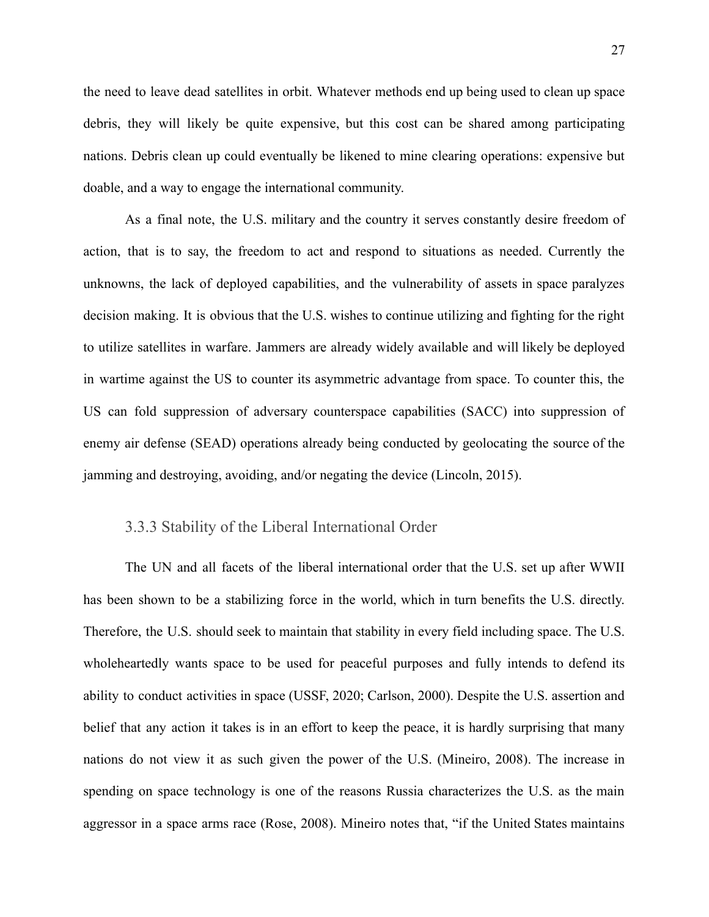the need to leave dead satellites in orbit. Whatever methods end up being used to clean up space debris, they will likely be quite expensive, but this cost can be shared among participating nations. Debris clean up could eventually be likened to mine clearing operations: expensive but doable, and a way to engage the international community.

As a final note, the U.S. military and the country it serves constantly desire freedom of action, that is to say, the freedom to act and respond to situations as needed. Currently the unknowns, the lack of deployed capabilities, and the vulnerability of assets in space paralyzes decision making. It is obvious that the U.S. wishes to continue utilizing and fighting for the right to utilize satellites in warfare. Jammers are already widely available and will likely be deployed in wartime against the US to counter its asymmetric advantage from space. To counter this, the US can fold suppression of adversary counterspace capabilities (SACC) into suppression of enemy air defense (SEAD) operations already being conducted by geolocating the source of the jamming and destroying, avoiding, and/or negating the device (Lincoln, 2015).

### 3.3.3 Stability of the Liberal International Order

The UN and all facets of the liberal international order that the U.S. set up after WWII has been shown to be a stabilizing force in the world, which in turn benefits the U.S. directly. Therefore, the U.S. should seek to maintain that stability in every field including space. The U.S. wholeheartedly wants space to be used for peaceful purposes and fully intends to defend its ability to conduct activities in space (USSF, 2020; Carlson, 2000). Despite the U.S. assertion and belief that any action it takes is in an effort to keep the peace, it is hardly surprising that many nations do not view it as such given the power of the U.S. (Mineiro, 2008). The increase in spending on space technology is one of the reasons Russia characterizes the U.S. as the main aggressor in a space arms race (Rose, 2008). Mineiro notes that, "if the United States maintains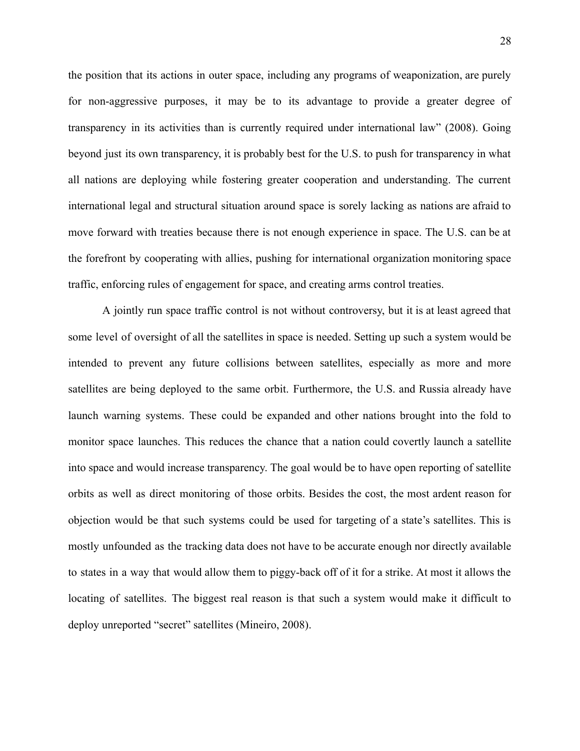the position that its actions in outer space, including any programs of weaponization, are purely for non-aggressive purposes, it may be to its advantage to provide a greater degree of transparency in its activities than is currently required under international law" (2008). Going beyond just its own transparency, it is probably best for the U.S. to push for transparency in what all nations are deploying while fostering greater cooperation and understanding. The current international legal and structural situation around space is sorely lacking as nations are afraid to move forward with treaties because there is not enough experience in space. The U.S. can be at the forefront by cooperating with allies, pushing for international organization monitoring space traffic, enforcing rules of engagement for space, and creating arms control treaties.

A jointly run space traffic control is not without controversy, but it is at least agreed that some level of oversight of all the satellites in space is needed. Setting up such a system would be intended to prevent any future collisions between satellites, especially as more and more satellites are being deployed to the same orbit. Furthermore, the U.S. and Russia already have launch warning systems. These could be expanded and other nations brought into the fold to monitor space launches. This reduces the chance that a nation could covertly launch a satellite into space and would increase transparency. The goal would be to have open reporting of satellite orbits as well as direct monitoring of those orbits. Besides the cost, the most ardent reason for objection would be that such systems could be used for targeting of a state's satellites. This is mostly unfounded as the tracking data does not have to be accurate enough nor directly available to states in a way that would allow them to piggy-back off of it for a strike. At most it allows the locating of satellites. The biggest real reason is that such a system would make it difficult to deploy unreported "secret" satellites (Mineiro, 2008).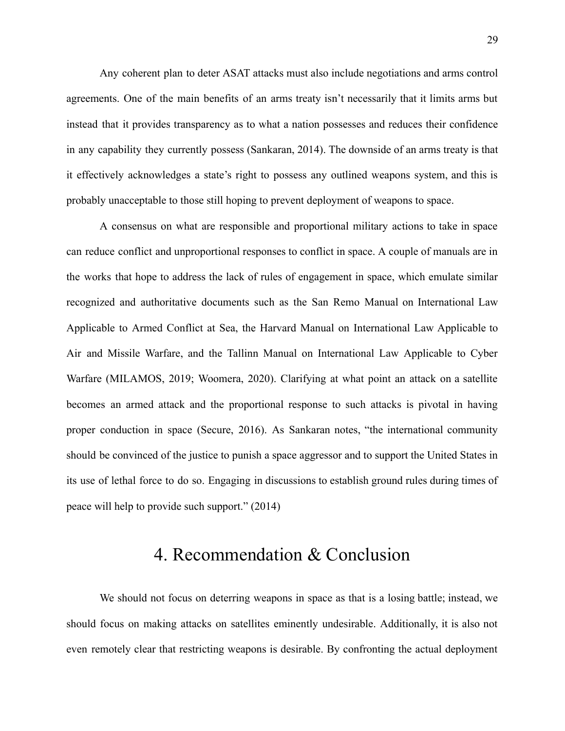Any coherent plan to deter ASAT attacks must also include negotiations and arms control agreements. One of the main benefits of an arms treaty isn't necessarily that it limits arms but instead that it provides transparency as to what a nation possesses and reduces their confidence in any capability they currently possess (Sankaran, 2014). The downside of an arms treaty is that it effectively acknowledges a state's right to possess any outlined weapons system, and this is probably unacceptable to those still hoping to prevent deployment of weapons to space.

A consensus on what are responsible and proportional military actions to take in space can reduce conflict and unproportional responses to conflict in space. A couple of manuals are in the works that hope to address the lack of rules of engagement in space, which emulate similar recognized and authoritative documents such as the San Remo Manual on International Law Applicable to Armed Conflict at Sea, the Harvard Manual on International Law Applicable to Air and Missile Warfare, and the Tallinn Manual on International Law Applicable to Cyber Warfare (MILAMOS, 2019; Woomera, 2020). Clarifying at what point an attack on a satellite becomes an armed attack and the proportional response to such attacks is pivotal in having proper conduction in space (Secure, 2016). As Sankaran notes, "the international community should be convinced of the justice to punish a space aggressor and to support the United States in its use of lethal force to do so. Engaging in discussions to establish ground rules during times of peace will help to provide such support." (2014)

# 4. Recommendation & Conclusion

We should not focus on deterring weapons in space as that is a losing battle; instead, we should focus on making attacks on satellites eminently undesirable. Additionally, it is also not even remotely clear that restricting weapons is desirable. By confronting the actual deployment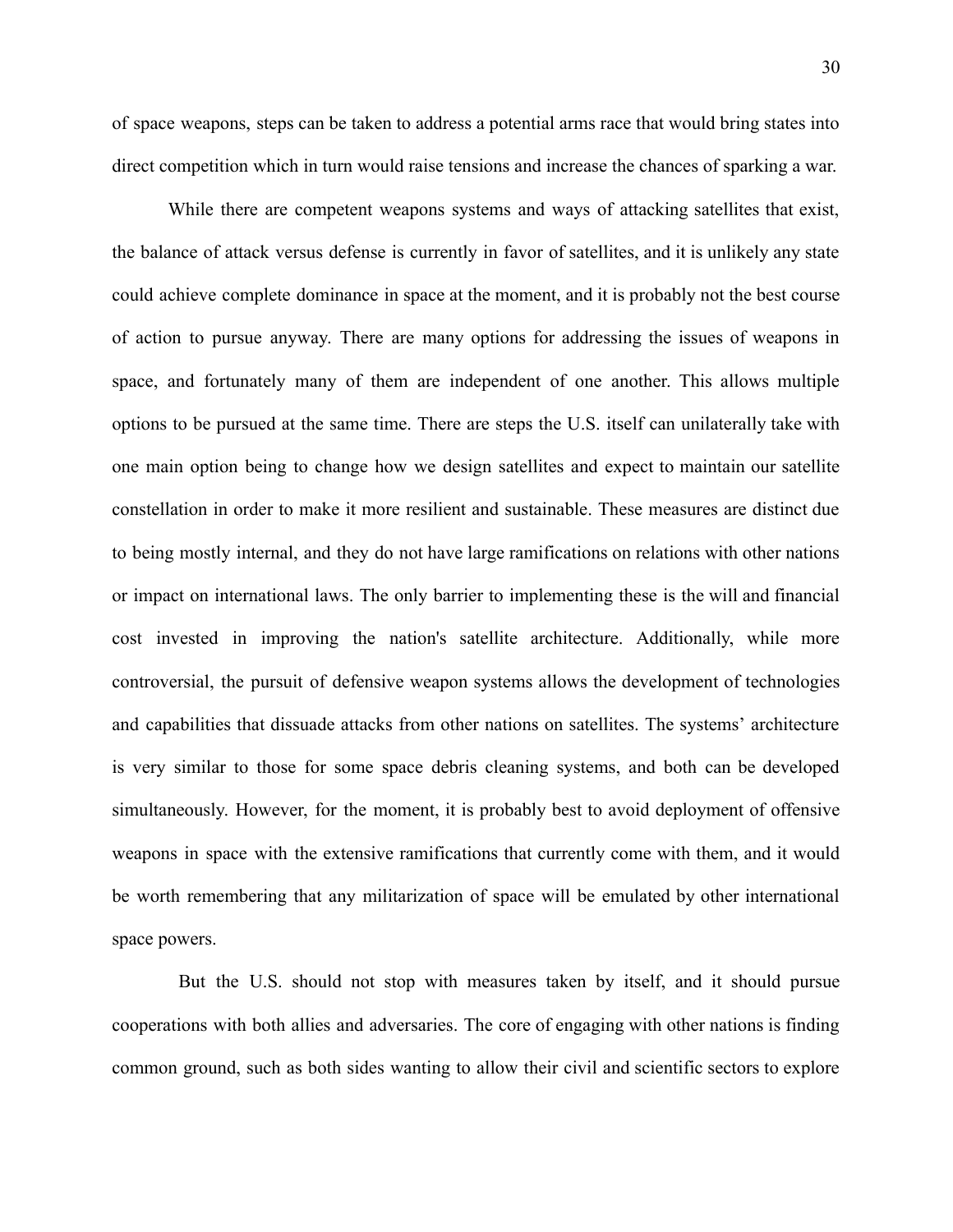of space weapons, steps can be taken to address a potential arms race that would bring states into direct competition which in turn would raise tensions and increase the chances of sparking a war.

While there are competent weapons systems and ways of attacking satellites that exist, the balance of attack versus defense is currently in favor of satellites, and it is unlikely any state could achieve complete dominance in space at the moment, and it is probably not the best course of action to pursue anyway. There are many options for addressing the issues of weapons in space, and fortunately many of them are independent of one another. This allows multiple options to be pursued at the same time. There are steps the U.S. itself can unilaterally take with one main option being to change how we design satellites and expect to maintain our satellite constellation in order to make it more resilient and sustainable. These measures are distinct due to being mostly internal, and they do not have large ramifications on relations with other nations or impact on international laws. The only barrier to implementing these is the will and financial cost invested in improving the nation's satellite architecture. Additionally, while more controversial, the pursuit of defensive weapon systems allows the development of technologies and capabilities that dissuade attacks from other nations on satellites. The systems' architecture is very similar to those for some space debris cleaning systems, and both can be developed simultaneously. However, for the moment, it is probably best to avoid deployment of offensive weapons in space with the extensive ramifications that currently come with them, and it would be worth remembering that any militarization of space will be emulated by other international space powers.

But the U.S. should not stop with measures taken by itself, and it should pursue cooperations with both allies and adversaries. The core of engaging with other nations is finding common ground, such as both sides wanting to allow their civil and scientific sectors to explore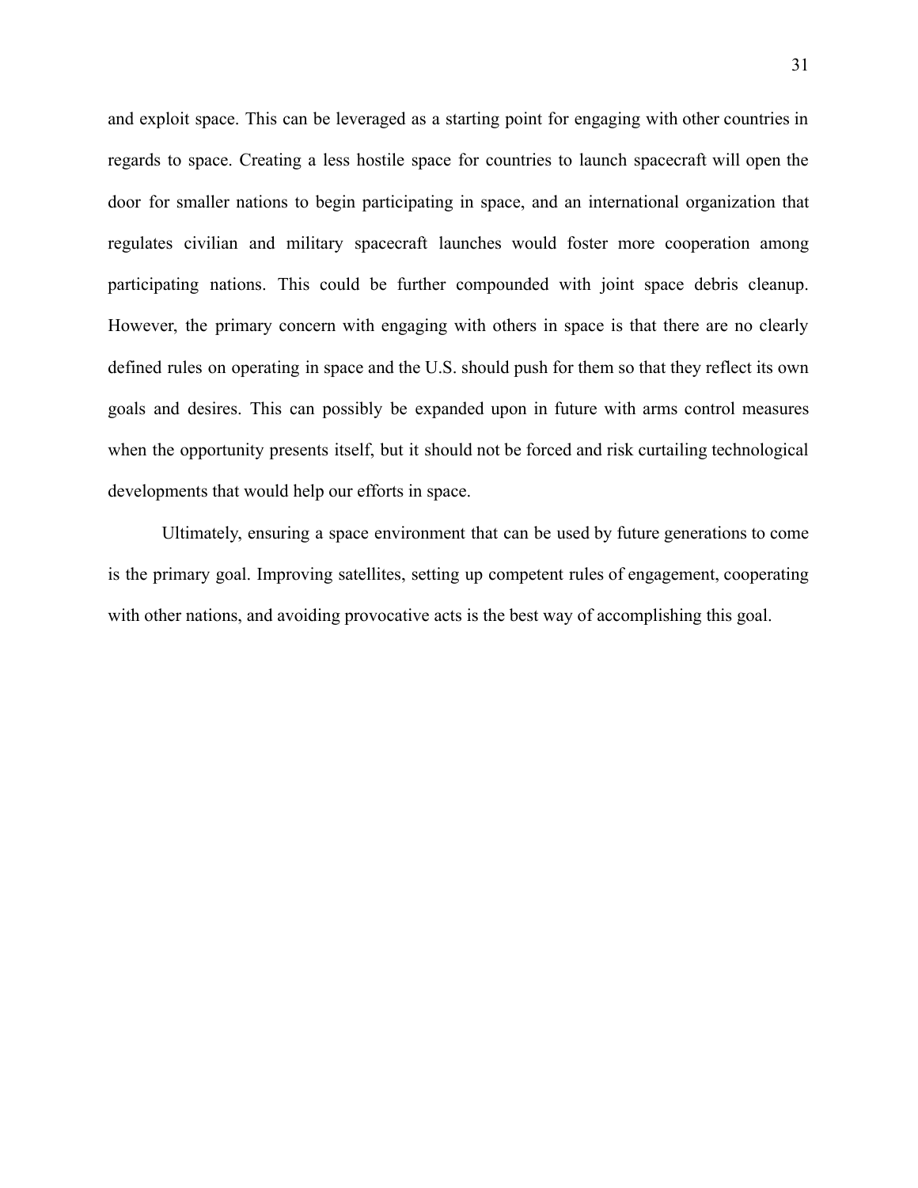and exploit space. This can be leveraged as a starting point for engaging with other countries in regards to space. Creating a less hostile space for countries to launch spacecraft will open the door for smaller nations to begin participating in space, and an international organization that regulates civilian and military spacecraft launches would foster more cooperation among participating nations. This could be further compounded with joint space debris cleanup. However, the primary concern with engaging with others in space is that there are no clearly defined rules on operating in space and the U.S. should push for them so that they reflect its own goals and desires. This can possibly be expanded upon in future with arms control measures when the opportunity presents itself, but it should not be forced and risk curtailing technological developments that would help our efforts in space.

Ultimately, ensuring a space environment that can be used by future generations to come is the primary goal. Improving satellites, setting up competent rules of engagement, cooperating with other nations, and avoiding provocative acts is the best way of accomplishing this goal.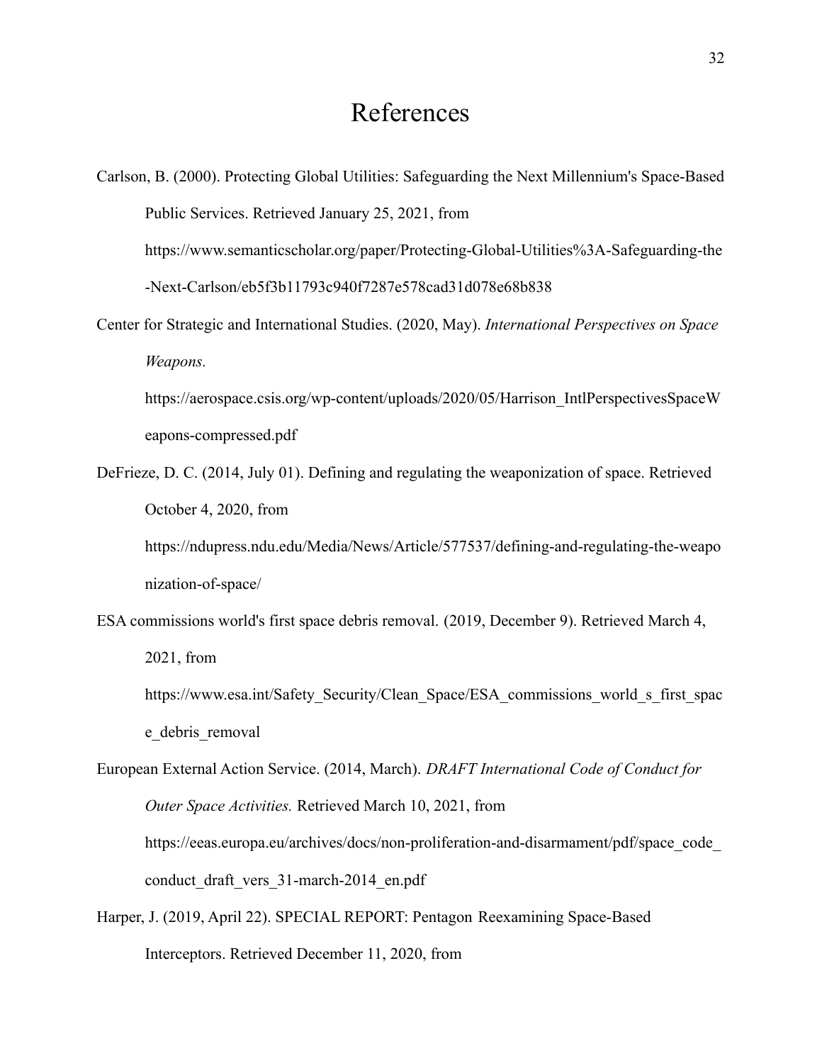# References

Carlson, B. (2000). Protecting Global Utilities: Safeguarding the Next Millennium's Space-Based Public Services. Retrieved January 25, 2021, from https://www.semanticscholar.org/paper/Protecting-Global-Utilities%3A-Safeguarding-the-Next-Carlson/eb5f3b11793c940f7287e578cad31d078e68b838

Center for Strategic and International Studies. (2020, May). *International Perspectives on Space Weapons.* https://aerospace.csis.org/wp-content/uploads/2020/05/Harrison_IntlPerspectivesSpaceWeapons-compressed.pdf

DeFrieze, D. C. (2014, July 01). Defining and regulating the weaponization of space. Retrieved October 4, 2020, from https://ndupress.ndu.edu/Media/News/Article/577537/defining-and-regulating-the-weaponization-of-space/

ESA commissions world's first space debris removal. (2019, December 9). Retrieved March 4, 2021, from https://www.esa.int/Safety_Security/Clean_Space/ESA_commissions_world_s_first_space_debris_removal

European External Action Service. (2014, March). *DRAFT International Code of Conduct for Outer Space Activities.* Retrieved March 10, 2021, from https://eeas.europa.eu/archives/docs/non-proliferation-and-disarmament/pdf/space_code_conduct_draft_vers_31-march-2014_en.pdf

Harper, J. (2019, April 22). SPECIAL REPORT: Pentagon Reexamining Space-Based Interceptors. Retrieved December 11, 2020, from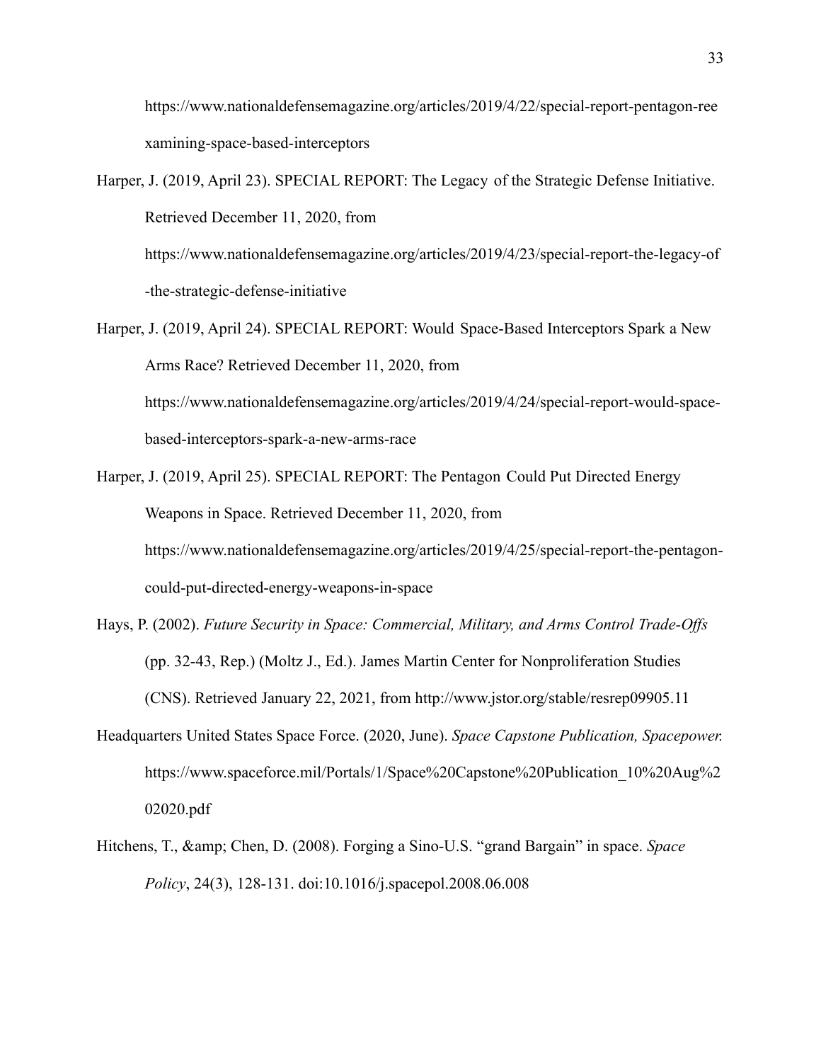https://www.nationaldefensemagazine.org/articles/2019/4/22/special-report-pentagon-reexamining-space-based-interceptors

Harper, J. (2019, April 23). SPECIAL REPORT: The Legacy of the Strategic Defense Initiative. Retrieved December 11, 2020, from https://www.nationaldefensemagazine.org/articles/2019/4/23/special-report-the-legacy-of-the-strategic-defense-initiative

Harper, J. (2019, April 24). SPECIAL REPORT: Would Space-Based Interceptors Spark a New Arms Race? Retrieved December 11, 2020, from https://www.nationaldefensemagazine.org/articles/2019/4/24/special-report-would-space-based-interceptors-spark-a-new-arms-race

Harper, J. (2019, April 25). SPECIAL REPORT: The Pentagon Could Put Directed Energy Weapons in Space. Retrieved December 11, 2020, from https://www.nationaldefensemagazine.org/articles/2019/4/25/special-report-the-pentagon-could-put-directed-energy-weapons-in-space

Hays, P. (2002). *Future Security in Space: Commercial, Military, and Arms Control Trade-Offs* (pp. 32-43, Rep.) (Moltz J., Ed.). James Martin Center for Nonproliferation Studies (CNS). Retrieved January 22, 2021, from http://www.jstor.org/stable/resrep09905.11

Headquarters United States Space Force. (2020, June). *Space Capstone Publication, Spacepower.* https://www.spaceforce.mil/Portals/1/Space%20Capstone%20Publication_10%20Aug%202020.pdf

Hitchens, T., &amp; Chen, D. (2008). Forging a Sino-U.S. “grand Bargain” in space. *Space Policy*, 24(3), 128-131. doi:10.1016/j.spacepol.2008.06.008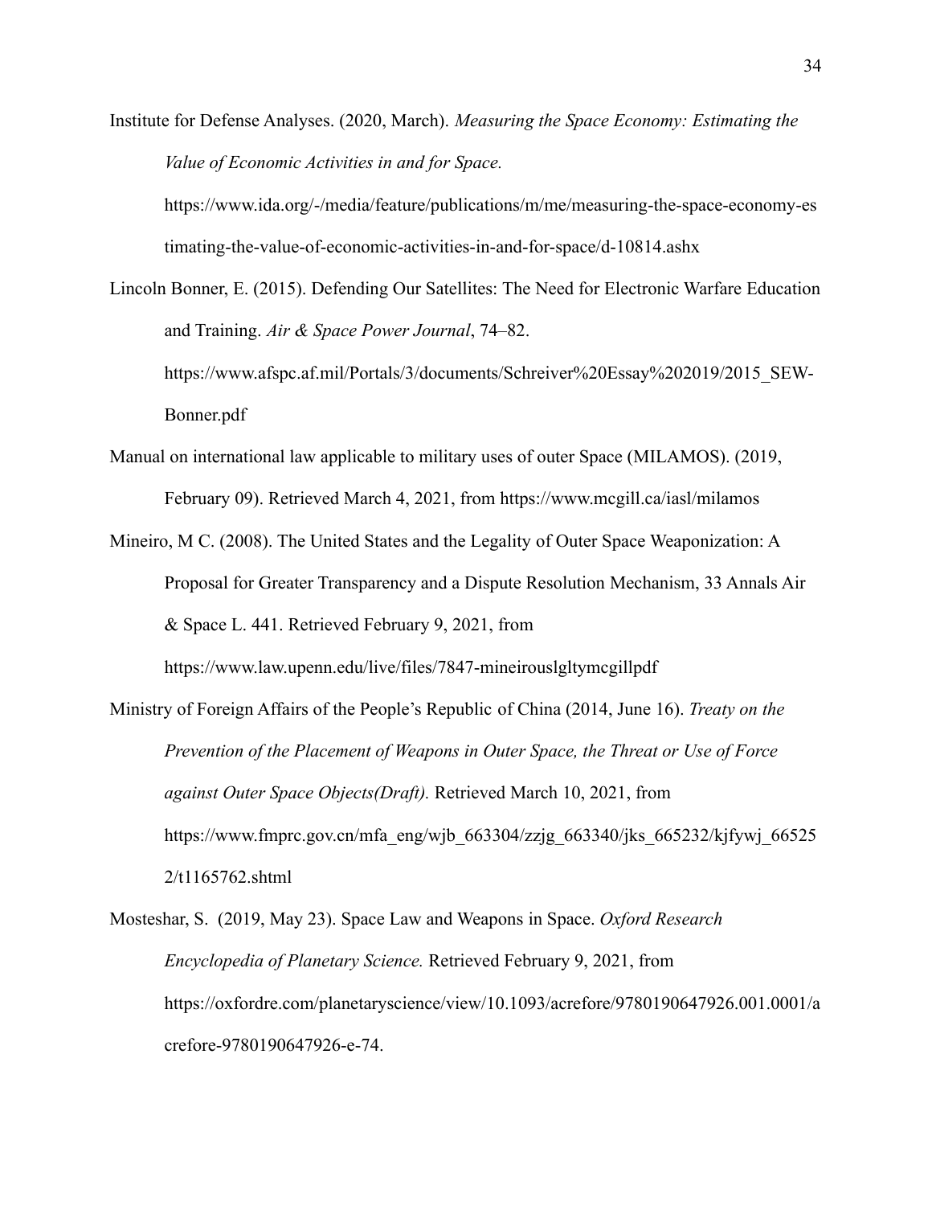Institute for Defense Analyses. (2020, March). *Measuring the Space Economy: Estimating the Value of Economic Activities in and for Space.* https://www.ida.org/-/media/feature/publications/m/me/measuring-the-space-economy-estimating-the-value-of-economic-activities-in-and-for-space/d-10814.ashx

Lincoln Bonner, E. (2015). Defending Our Satellites: The Need for Electronic Warfare Education and Training. *Air & Space Power Journal*, 74–82. https://www.afspc.af.mil/Portals/3/documents/Schreiver%20Essay%202019/2015_SEW-Bonner.pdf

Manual on international law applicable to military uses of outer Space (MILAMOS). (2019, February 09). Retrieved March 4, 2021, from https://www.mcgill.ca/iasl/milamos

Mineiro, M C. (2008). The United States and the Legality of Outer Space Weaponization: A Proposal for Greater Transparency and a Dispute Resolution Mechanism, 33 Annals Air & Space L. 441. Retrieved February 9, 2021, from https://www.law.upenn.edu/live/files/7847-mineirouslgltymcgillpdf

Ministry of Foreign Affairs of the People's Republic of China (2014, June 16). *Treaty on the Prevention of the Placement of Weapons in Outer Space, the Threat or Use of Force against Outer Space Objects(Draft).* Retrieved March 10, 2021, from https://www.fmprc.gov.cn/mfa_eng/wjb_663304/zzjg_663340/jks_665232/kjfywj_665252/t1165762.shtml

Mosteshar, S. (2019, May 23). Space Law and Weapons in Space. *Oxford Research Encyclopedia of Planetary Science.* Retrieved February 9, 2021, from https://oxfordre.com/planetaryscience/view/10.1093/acrefore/9780190647926.001.0001/acrefore-9780190647926-e-74.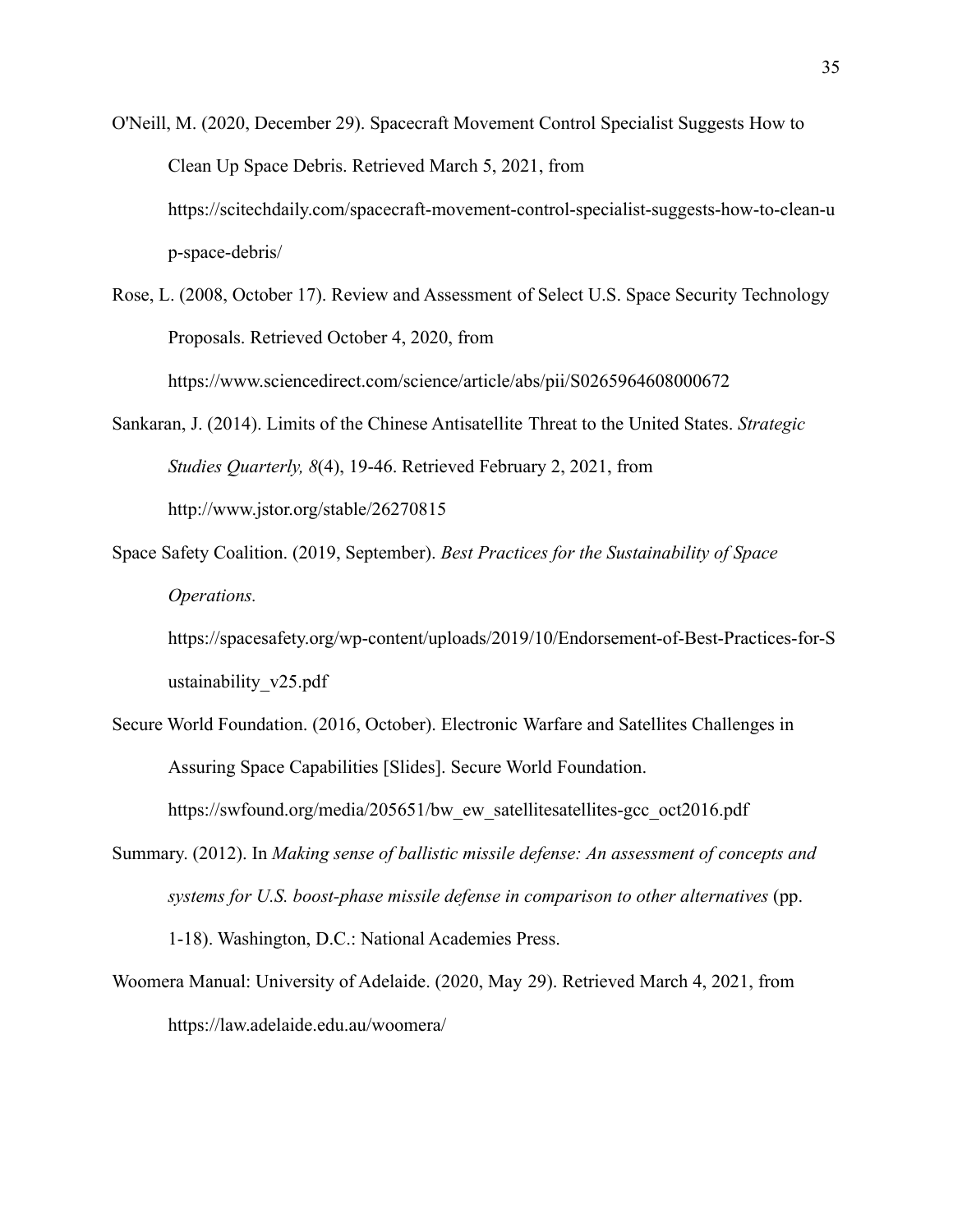O'Neill, M. (2020, December 29). Spacecraft Movement Control Specialist Suggests How to Clean Up Space Debris. Retrieved March 5, 2021, from https://scitechdaily.com/spacecraft-movement-control-specialist-suggests-how-to-clean-up-space-debris/

Rose, L. (2008, October 17). Review and Assessment of Select U.S. Space Security Technology Proposals. Retrieved October 4, 2020, from https://www.sciencedirect.com/science/article/abs/pii/S0265964608000672

Sankaran, J. (2014). Limits of the Chinese Antisatellite Threat to the United States. *Strategic Studies Quarterly, 8*(4), 19-46. Retrieved February 2, 2021, from http://www.jstor.org/stable/26270815

Space Safety Coalition. (2019, September). *Best Practices for the Sustainability of Space Operations.* https://spacesafety.org/wp-content/uploads/2019/10/Endorsement-of-Best-Practices-for-Sustainability_v25.pdf

Secure World Foundation. (2016, October). Electronic Warfare and Satellites Challenges in Assuring Space Capabilities [Slides]. Secure World Foundation. https://swfound.org/media/205651/bw_ew_satellitesatellites-gcc_oct2016.pdf

Summary. (2012). In *Making sense of ballistic missile defense: An assessment of concepts and systems for U.S. boost-phase missile defense in comparison to other alternatives* (pp. 1-18). Washington, D.C.: National Academies Press.

Woomera Manual: University of Adelaide. (2020, May 29). Retrieved March 4, 2021, from https://law.adelaide.edu.au/woomera/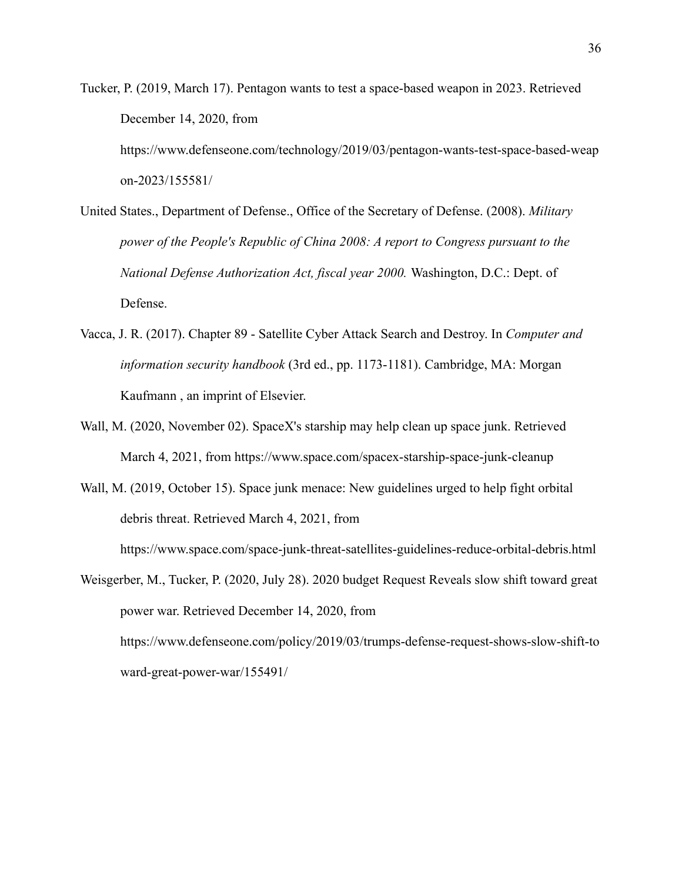Tucker, P. (2019, March 17). Pentagon wants to test a space-based weapon in 2023. Retrieved December 14, 2020, from https://www.defenseone.com/technology/2019/03/pentagon-wants-test-space-based-weapon-2023/155581/

United States., Department of Defense., Office of the Secretary of Defense. (2008). *Military power of the People's Republic of China 2008: A report to Congress pursuant to the National Defense Authorization Act, fiscal year 2000.* Washington, D.C.: Dept. of Defense.

Vacca, J. R. (2017). Chapter 89 - Satellite Cyber Attack Search and Destroy. In *Computer and information security handbook* (3rd ed., pp. 1173-1181). Cambridge, MA: Morgan Kaufmann , an imprint of Elsevier.

Wall, M. (2020, November 02). SpaceX's starship may help clean up space junk. Retrieved March 4, 2021, from https://www.space.com/spacex-starship-space-junk-cleanup

Wall, M. (2019, October 15). Space junk menace: New guidelines urged to help fight orbital debris threat. Retrieved March 4, 2021, from https://www.space.com/space-junk-threat-satellites-guidelines-reduce-orbital-debris.html

Weisgerber, M., Tucker, P. (2020, July 28). 2020 budget Request Reveals slow shift toward great power war. Retrieved December 14, 2020, from https://www.defenseone.com/policy/2019/03/trumps-defense-request-shows-slow-shift-toward-great-power-war/155491/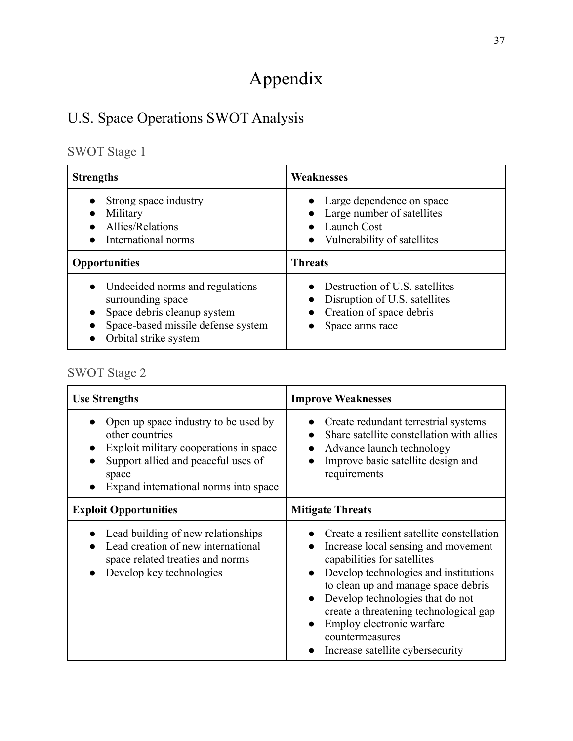# Appendix

## U.S. Space Operations SWOT Analysis

### SWOT Stage 1

| Strengths | Weaknesses |
|---|---|
| • Strong space industry<br>• Military<br>• Allies/Relations<br>• International norms | • Large dependence on space<br>• Large number of satellites<br>• Launch Cost<br>• Vulnerability of satellites |
| **Opportunities** | **Threats** |
| • Undecided norms and regulations surrounding space<br>• Space debris cleanup system<br>• Space-based missile defense system<br>• Orbital strike system | • Destruction of U.S. satellites<br>• Disruption of U.S. satellites<br>• Creation of space debris<br>• Space arms race |

### SWOT Stage 2

| Use Strengths | Improve Weaknesses |
|---|---|
| • Open up space industry to be used by other countries<br>• Exploit military cooperations in space<br>• Support allied and peaceful uses of space<br>• Expand international norms into space | • Create redundant terrestrial systems<br>• Share satellite constellation with allies<br>• Advance launch technology<br>• Improve basic satellite design and requirements |
| **Exploit Opportunities** | **Mitigate Threats** |
| • Lead building of new relationships<br>• Lead creation of new international space related treaties and norms<br>• Develop key technologies | • Create a resilient satellite constellation<br>• Increase local sensing and movement capabilities for satellites<br>• Develop technologies and institutions to clean up and manage space debris<br>• Develop technologies that do not create a threatening technological gap<br>• Employ electronic warfare countermeasures<br>• Increase satellite cybersecurity |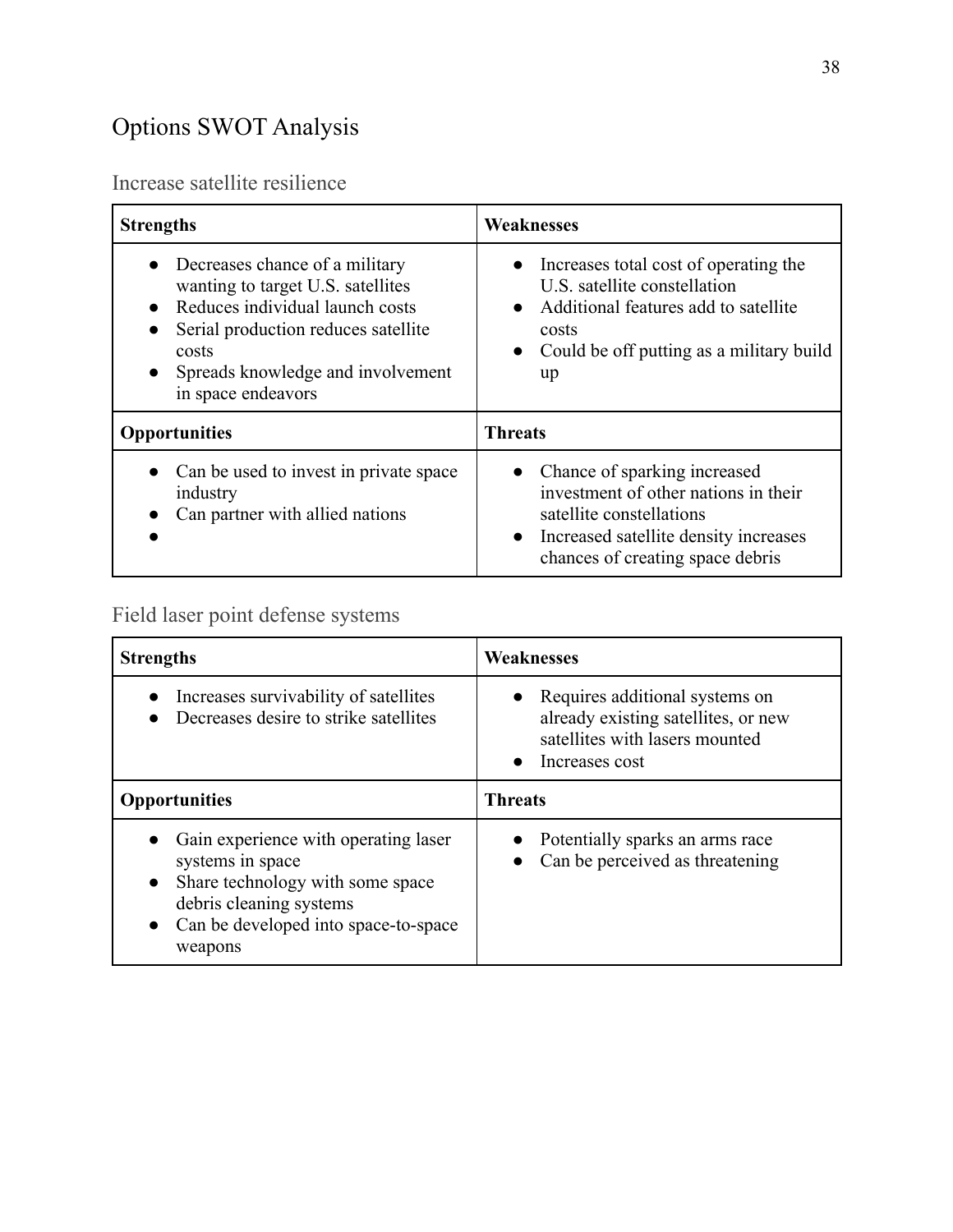## Options SWOT Analysis

### Increase satellite resilience

| Strengths | Weaknesses |
|---|---|
| • Decreases chance of a military wanting to target U.S. satellites<br>• Reduces individual launch costs<br>• Serial production reduces satellite costs<br>• Spreads knowledge and involvement in space endeavors | • Increases total cost of operating the U.S. satellite constellation<br>• Additional features add to satellite costs<br>• Could be off putting as a military build up |
| **Opportunities** | **Threats** |
| • Can be used to invest in private space industry<br>• Can partner with allied nations<br>• | • Chance of sparking increased investment of other nations in their satellite constellations<br>• Increased satellite density increases chances of creating space debris |

### Field laser point defense systems

| Strengths | Weaknesses |
|---|---|
| • Increases survivability of satellites<br>• Decreases desire to strike satellites | • Requires additional systems on already existing satellites, or new satellites with lasers mounted<br>• Increases cost |
| **Opportunities** | **Threats** |
| • Gain experience with operating laser systems in space<br>• Share technology with some space debris cleaning systems<br>• Can be developed into space-to-space weapons | • Potentially sparks an arms race<br>• Can be perceived as threatening |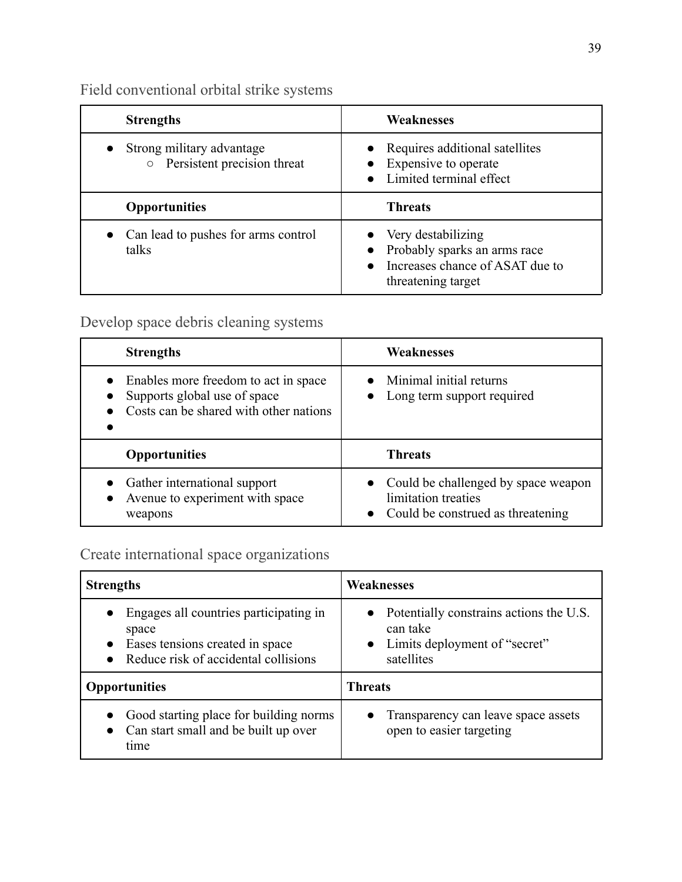### Field conventional orbital strike systems

| Strengths | Weaknesses |
|---|---|
| • Strong military advantage<br>  ○ Persistent precision threat | • Requires additional satellites<br>• Expensive to operate<br>• Limited terminal effect |
| **Opportunities** | **Threats** |
| • Can lead to pushes for arms control talks | • Very destabilizing<br>• Probably sparks an arms race<br>• Increases chance of ASAT due to threatening target |

### Develop space debris cleaning systems

| Strengths | Weaknesses |
|---|---|
| • Enables more freedom to act in space<br>• Supports global use of space<br>• Costs can be shared with other nations<br>• | • Minimal initial returns<br>• Long term support required |
| **Opportunities** | **Threats** |
| • Gather international support<br>• Avenue to experiment with space weapons | • Could be challenged by space weapon limitation treaties<br>• Could be construed as threatening |

### Create international space organizations

| Strengths | Weaknesses |
|---|---|
| • Engages all countries participating in space<br>• Eases tensions created in space<br>• Reduce risk of accidental collisions | • Potentially constrains actions the U.S. can take<br>• Limits deployment of "secret" satellites |
| **Opportunities** | **Threats** |
| • Good starting place for building norms<br>• Can start small and be built up over time | • Transparency can leave space assets open to easier targeting |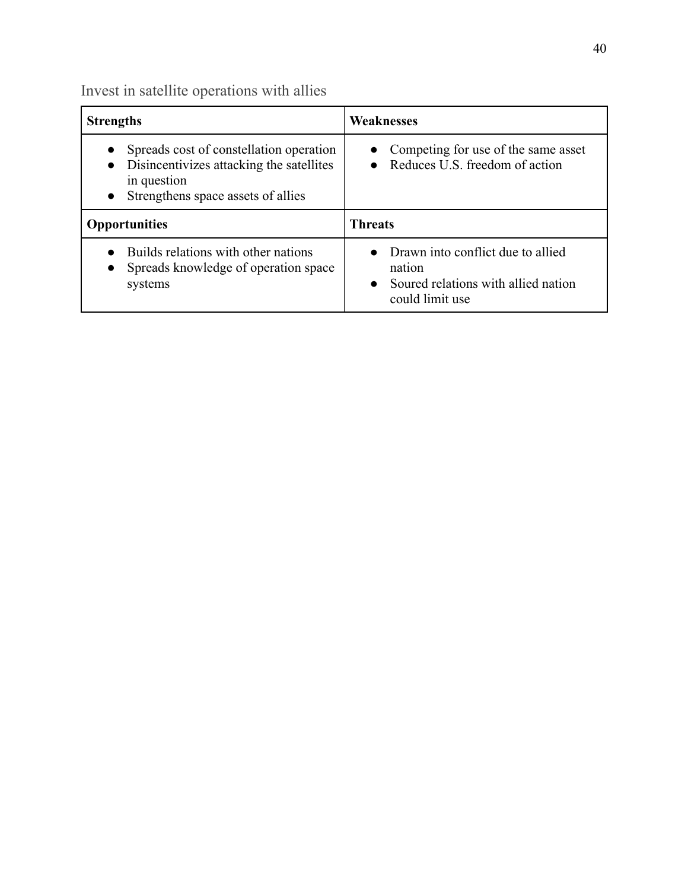## Invest in satellite operations with allies

| Strengths | Weaknesses |
|---|---|
| • Spreads cost of constellation operation<br>• Disincentivizes attacking the satellites in question<br>• Strengthens space assets of allies | • Competing for use of the same asset<br>• Reduces U.S. freedom of action |
| **Opportunities** | **Threats** |
| • Builds relations with other nations<br>• Spreads knowledge of operation space systems | • Drawn into conflict due to allied nation<br>• Soured relations with allied nation could limit use |